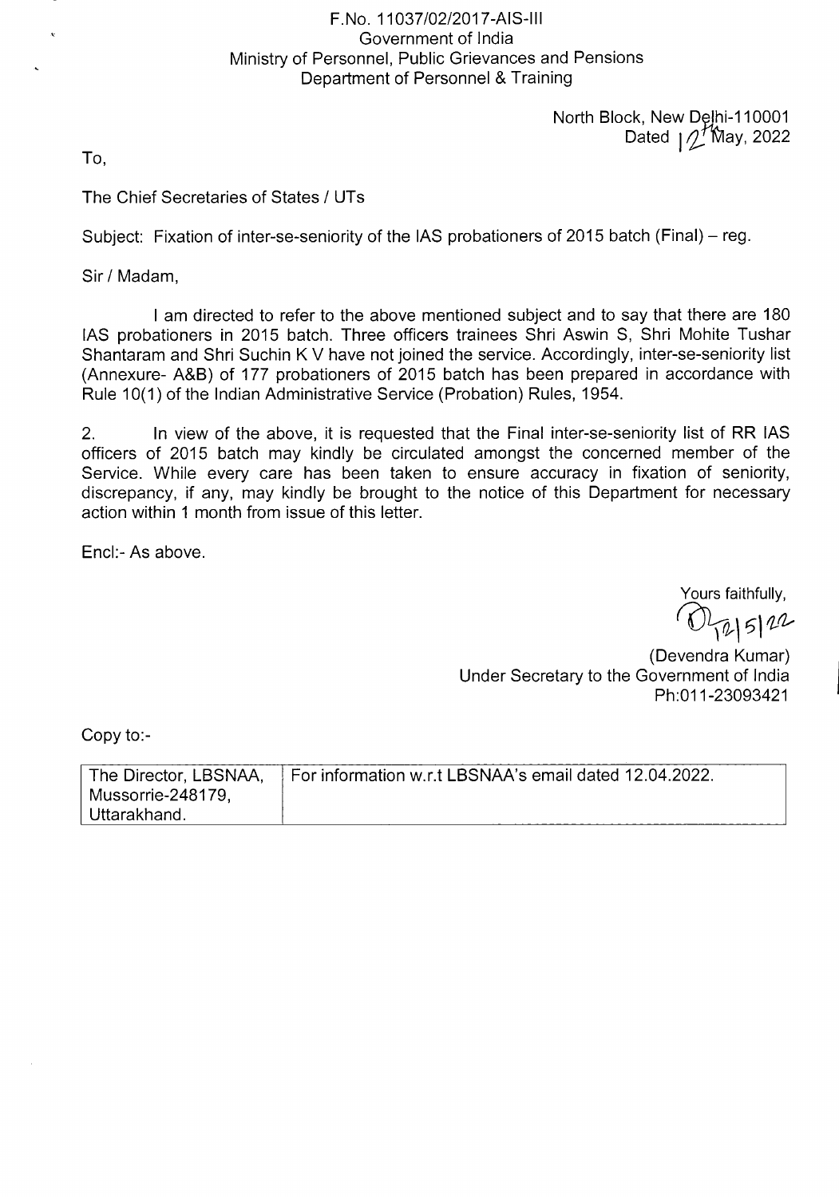F.No. 11037/02/2017-AIS-III
Government of India
Ministry of Personnel, Public Grievances and Pensions
Department of Personnel & Training

North Block, New Delhi-110001
Dated 12th May, 2022

To,

The Chief Secretaries of States / UTs

Subject: Fixation of inter-se-seniority of the IAS probationers of 2015 batch (Final) – reg.

Sir / Madam,

I am directed to refer to the above mentioned subject and to say that there are 180 IAS probationers in 2015 batch. Three officers trainees Shri Aswin S, Shri Mohite Tushar Shantaram and Shri Suchin K V have not joined the service. Accordingly, inter-se-seniority list (Annexure- A&B) of 177 probationers of 2015 batch has been prepared in accordance with Rule 10(1) of the Indian Administrative Service (Probation) Rules, 1954.

2. In view of the above, it is requested that the Final inter-se-seniority list of RR IAS officers of 2015 batch may kindly be circulated amongst the concerned member of the Service. While every care has been taken to ensure accuracy in fixation of seniority, discrepancy, if any, may kindly be brought to the notice of this Department for necessary action within 1 month from issue of this letter.

Encl:- As above.

Yours faithfully,
12/5/22

(Devendra Kumar)
Under Secretary to the Government of India
Ph:011-23093421

Copy to:-

| The Director, LBSNAA, Mussorrie-248179, Uttarakhand. | For information w.r.t LBSNAA's email dated 12.04.2022. |
|---|---|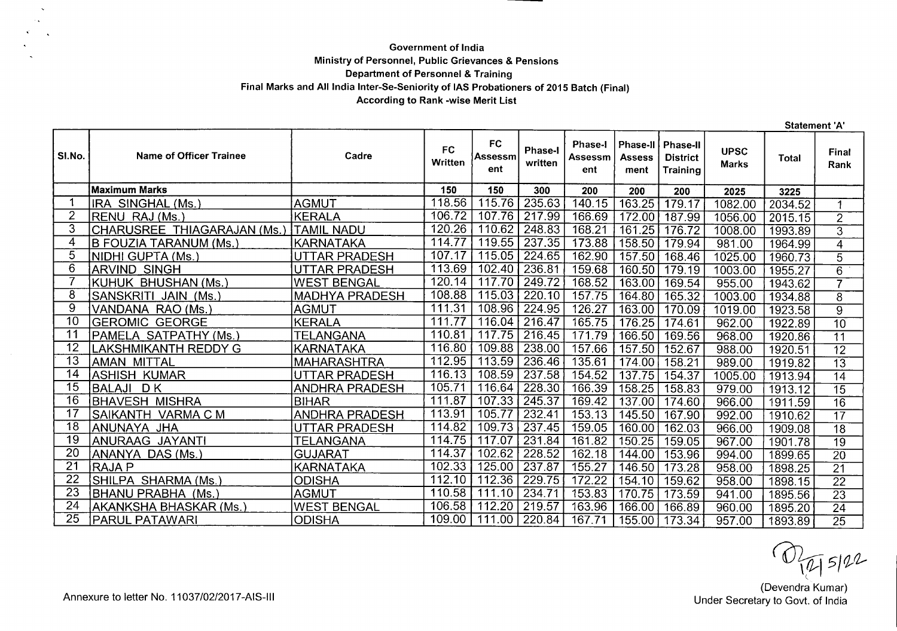**Government of India**
**Ministry of Personnel, Public Grievances & Pensions**
**Department of Personnel & Training**
**Final Marks and All India Inter-Se-Seniority of IAS Probationers of 2015 Batch (Final)**
**According to Rank -wise Merit List**

**Statement 'A'**

| Sl.No. | Name of Officer Trainee | Cadre | FC Written | FC Assessment | Phase-I written | Phase-I Assessment | Phase-II Assessment | Phase-II District Training | UPSC Marks | Total | Final Rank |
|---|---|---|---|---|---|---|---|---|---|---|---|
| | **Maximum Marks** | | **150** | **150** | **300** | **200** | **200** | **200** | **2025** | **3225** | |
| 1 | IRA SINGHAL (Ms.) | AGMUT | 118.56 | 115.76 | 235.63 | 140.15 | 163.25 | 179.17 | 1082.00 | 2034.52 | 1 |
| 2 | RENU RAJ (Ms.) | KERALA | 106.72 | 107.76 | 217.99 | 166.69 | 172.00 | 187.99 | 1056.00 | 2015.15 | 2 |
| 3 | CHARUSREE THIAGARAJAN (Ms.) | TAMIL NADU | 120.26 | 110.62 | 248.83 | 168.21 | 161.25 | 176.72 | 1008.00 | 1993.89 | 3 |
| 4 | B FOUZIA TARANUM (Ms.) | KARNATAKA | 114.77 | 119.55 | 237.35 | 173.88 | 158.50 | 179.94 | 981.00 | 1964.99 | 4 |
| 5 | NIDHI GUPTA (Ms.) | UTTAR PRADESH | 107.17 | 115.05 | 224.65 | 162.90 | 157.50 | 168.46 | 1025.00 | 1960.73 | 5 |
| 6 | ARVIND SINGH | UTTAR PRADESH | 113.69 | 102.40 | 236.81 | 159.68 | 160.50 | 179.19 | 1003.00 | 1955.27 | 6 |
| 7 | KUHUK BHUSHAN (Ms.) | WEST BENGAL | 120.14 | 117.70 | 249.72 | 168.52 | 163.00 | 169.54 | 955.00 | 1943.62 | 7 |
| 8 | SANSKRITI JAIN (Ms.) | MADHYA PRADESH | 108.88 | 115.03 | 220.10 | 157.75 | 164.80 | 165.32 | 1003.00 | 1934.88 | 8 |
| 9 | VANDANA RAO (Ms.) | AGMUT | 111.31 | 108.96 | 224.95 | 126.27 | 163.00 | 170.09 | 1019.00 | 1923.58 | 9 |
| 10 | GEROMIC GEORGE | KERALA | 111.77 | 116.04 | 216.47 | 165.75 | 176.25 | 174.61 | 962.00 | 1922.89 | 10 |
| 11 | PAMELA SATPATHY (Ms.) | TELANGANA | 110.81 | 117.75 | 216.45 | 171.79 | 166.50 | 169.56 | 968.00 | 1920.86 | 11 |
| 12 | LAKSHMIKANTH REDDY G | KARNATAKA | 116.80 | 109.88 | 238.00 | 157.66 | 157.50 | 152.67 | 988.00 | 1920.51 | 12 |
| 13 | AMAN MITTAL | MAHARASHTRA | 112.95 | 113.59 | 236.46 | 135.61 | 174.00 | 158.21 | 989.00 | 1919.82 | 13 |
| 14 | ASHISH KUMAR | UTTAR PRADESH | 116.13 | 108.59 | 237.58 | 154.52 | 137.75 | 154.37 | 1005.00 | 1913.94 | 14 |
| 15 | BALAJI D K | ANDHRA PRADESH | 105.71 | 116.64 | 228.30 | 166.39 | 158.25 | 158.83 | 979.00 | 1913.12 | 15 |
| 16 | BHAVESH MISHRA | BIHAR | 111.87 | 107.33 | 245.37 | 169.42 | 137.00 | 174.60 | 966.00 | 1911.59 | 16 |
| 17 | SAIKANTH VARMA C M | ANDHRA PRADESH | 113.91 | 105.77 | 232.41 | 153.13 | 145.50 | 167.90 | 992.00 | 1910.62 | 17 |
| 18 | ANUNAYA JHA | UTTAR PRADESH | 114.82 | 109.73 | 237.45 | 159.05 | 160.00 | 162.03 | 966.00 | 1909.08 | 18 |
| 19 | ANURAAG JAYANTI | TELANGANA | 114.75 | 117.07 | 231.84 | 161.82 | 150.25 | 159.05 | 967.00 | 1901.78 | 19 |
| 20 | ANANYA DAS (Ms.) | GUJARAT | 114.37 | 102.62 | 228.52 | 162.18 | 144.00 | 153.96 | 994.00 | 1899.65 | 20 |
| 21 | RAJA P | KARNATAKA | 102.33 | 125.00 | 237.87 | 155.27 | 146.50 | 173.28 | 958.00 | 1898.25 | 21 |
| 22 | SHILPA SHARMA (Ms.) | ODISHA | 112.10 | 112.36 | 229.75 | 172.22 | 154.10 | 159.62 | 958.00 | 1898.15 | 22 |
| 23 | BHANU PRABHA (Ms.) | AGMUT | 110.58 | 111.10 | 234.71 | 153.83 | 170.75 | 173.59 | 941.00 | 1895.56 | 23 |
| 24 | AKANKSHA BHASKAR (Ms.) | WEST BENGAL | 106.58 | 112.20 | 219.57 | 163.96 | 166.00 | 166.89 | 960.00 | 1895.20 | 24 |
| 25 | PARUL PATAWARI | ODISHA | 109.00 | 111.00 | 220.84 | 167.71 | 155.00 | 173.34 | 957.00 | 1893.89 | 25 |

12/5/22

(Devendra Kumar)
Under Secretary to Govt. of India

Annexure to letter No. 11037/02/2017-AIS-III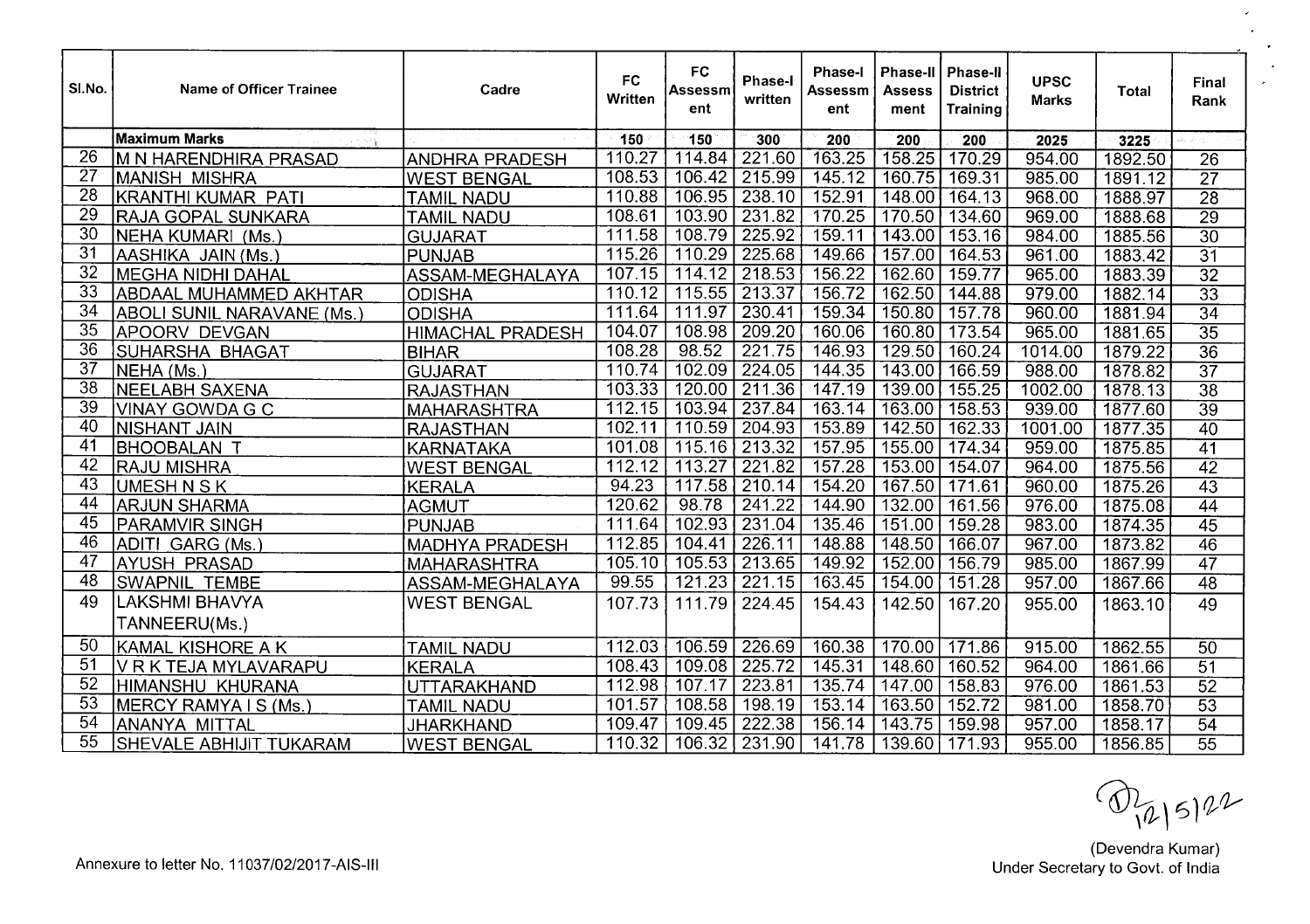| Sl.No. | Name of Officer Trainee | Cadre | FC Written | FC Assessment | Phase-I written | Phase-I Assessment | Phase-II Assess ment | Phase-II District Training | UPSC Marks | Total | Final Rank |
|---|---|---|---|---|---|---|---|---|---|---|---|
| | **Maximum Marks** | | 150 | 150 | 300 | 200 | 200 | 200 | 2025 | 3225 | |
| 26 | M N HARENDHIRA PRASAD | ANDHRA PRADESH | 110.27 | 114.84 | 221.60 | 163.25 | 158.25 | 170.29 | 954.00 | 1892.50 | 26 |
| 27 | MANISH MISHRA | WEST BENGAL | 108.53 | 106.42 | 215.99 | 145.12 | 160.75 | 169.31 | 985.00 | 1891.12 | 27 |
| 28 | KRANTHI KUMAR PATI | TAMIL NADU | 110.88 | 106.95 | 238.10 | 152.91 | 148.00 | 164.13 | 968.00 | 1888.97 | 28 |
| 29 | RAJA GOPAL SUNKARA | TAMIL NADU | 108.61 | 103.90 | 231.82 | 170.25 | 170.50 | 134.60 | 969.00 | 1888.68 | 29 |
| 30 | NEHA KUMARI (Ms.) | GUJARAT | 111.58 | 108.79 | 225.92 | 159.11 | 143.00 | 153.16 | 984.00 | 1885.56 | 30 |
| 31 | AASHIKA JAIN (Ms.) | PUNJAB | 115.26 | 110.29 | 225.68 | 149.66 | 157.00 | 164.53 | 961.00 | 1883.42 | 31 |
| 32 | MEGHA NIDHI DAHAL | ASSAM-MEGHALAYA | 107.15 | 114.12 | 218.53 | 156.22 | 162.60 | 159.77 | 965.00 | 1883.39 | 32 |
| 33 | ABDAAL MUHAMMED AKHTAR | ODISHA | 110.12 | 115.55 | 213.37 | 156.72 | 162.50 | 144.88 | 979.00 | 1882.14 | 33 |
| 34 | ABOLI SUNIL NARAVANE (Ms.) | ODISHA | 111.64 | 111.97 | 230.41 | 159.34 | 150.80 | 157.78 | 960.00 | 1881.94 | 34 |
| 35 | APOORV DEVGAN | HIMACHAL PRADESH | 104.07 | 108.98 | 209.20 | 160.06 | 160.80 | 173.54 | 965.00 | 1881.65 | 35 |
| 36 | SUHARSHA BHAGAT | BIHAR | 108.28 | 98.52 | 221.75 | 146.93 | 129.50 | 160.24 | 1014.00 | 1879.22 | 36 |
| 37 | NEHA (Ms.) | GUJARAT | 110.74 | 102.09 | 224.05 | 144.35 | 143.00 | 166.59 | 988.00 | 1878.82 | 37 |
| 38 | NEELABH SAXENA | RAJASTHAN | 103.33 | 120.00 | 211.36 | 147.19 | 139.00 | 155.25 | 1002.00 | 1878.13 | 38 |
| 39 | VINAY GOWDA G C | MAHARASHTRA | 112.15 | 103.94 | 237.84 | 163.14 | 163.00 | 158.53 | 939.00 | 1877.60 | 39 |
| 40 | NISHANT JAIN | RAJASTHAN | 102.11 | 110.59 | 204.93 | 153.89 | 142.50 | 162.33 | 1001.00 | 1877.35 | 40 |
| 41 | BHOOBALAN T | KARNATAKA | 101.08 | 115.16 | 213.32 | 157.95 | 155.00 | 174.34 | 959.00 | 1875.85 | 41 |
| 42 | RAJU MISHRA | WEST BENGAL | 112.12 | 113.27 | 221.82 | 157.28 | 153.00 | 154.07 | 964.00 | 1875.56 | 42 |
| 43 | UMESH N S K | KERALA | 94.23 | 117.58 | 210.14 | 154.20 | 167.50 | 171.61 | 960.00 | 1875.26 | 43 |
| 44 | ARJUN SHARMA | AGMUT | 120.62 | 98.78 | 241.22 | 144.90 | 132.00 | 161.56 | 976.00 | 1875.08 | 44 |
| 45 | PARAMVIR SINGH | PUNJAB | 111.64 | 102.93 | 231.04 | 135.46 | 151.00 | 159.28 | 983.00 | 1874.35 | 45 |
| 46 | ADITI GARG (Ms.) | MADHYA PRADESH | 112.85 | 104.41 | 226.11 | 148.88 | 148.50 | 166.07 | 967.00 | 1873.82 | 46 |
| 47 | AYUSH PRASAD | MAHARASHTRA | 105.10 | 105.53 | 213.65 | 149.92 | 152.00 | 156.79 | 985.00 | 1867.99 | 47 |
| 48 | SWAPNIL TEMBE | ASSAM-MEGHALAYA | 99.55 | 121.23 | 221.15 | 163.45 | 154.00 | 151.28 | 957.00 | 1867.66 | 48 |
| 49 | LAKSHMI BHAVYA TANNEERU(Ms.) | WEST BENGAL | 107.73 | 111.79 | 224.45 | 154.43 | 142.50 | 167.20 | 955.00 | 1863.10 | 49 |
| 50 | KAMAL KISHORE A K | TAMIL NADU | 112.03 | 106.59 | 226.69 | 160.38 | 170.00 | 171.86 | 915.00 | 1862.55 | 50 |
| 51 | V R K TEJA MYLAVARAPU | KERALA | 108.43 | 109.08 | 225.72 | 145.31 | 148.60 | 160.52 | 964.00 | 1861.66 | 51 |
| 52 | HIMANSHU KHURANA | UTTARAKHAND | 112.98 | 107.17 | 223.81 | 135.74 | 147.00 | 158.83 | 976.00 | 1861.53 | 52 |
| 53 | MERCY RAMYA I S (Ms.) | TAMIL NADU | 101.57 | 108.58 | 198.19 | 153.14 | 163.50 | 152.72 | 981.00 | 1858.70 | 53 |
| 54 | ANANYA MITTAL | JHARKHAND | 109.47 | 109.45 | 222.38 | 156.14 | 143.75 | 159.98 | 957.00 | 1858.17 | 54 |
| 55 | SHEVALE ABHIJIT TUKARAM | WEST BENGAL | 110.32 | 106.32 | 231.90 | 141.78 | 139.60 | 171.93 | 955.00 | 1856.85 | 55 |

Annexure to letter No. 11037/02/2017-AIS-III

12/5/22

(Devendra Kumar)
Under Secretary to Govt. of India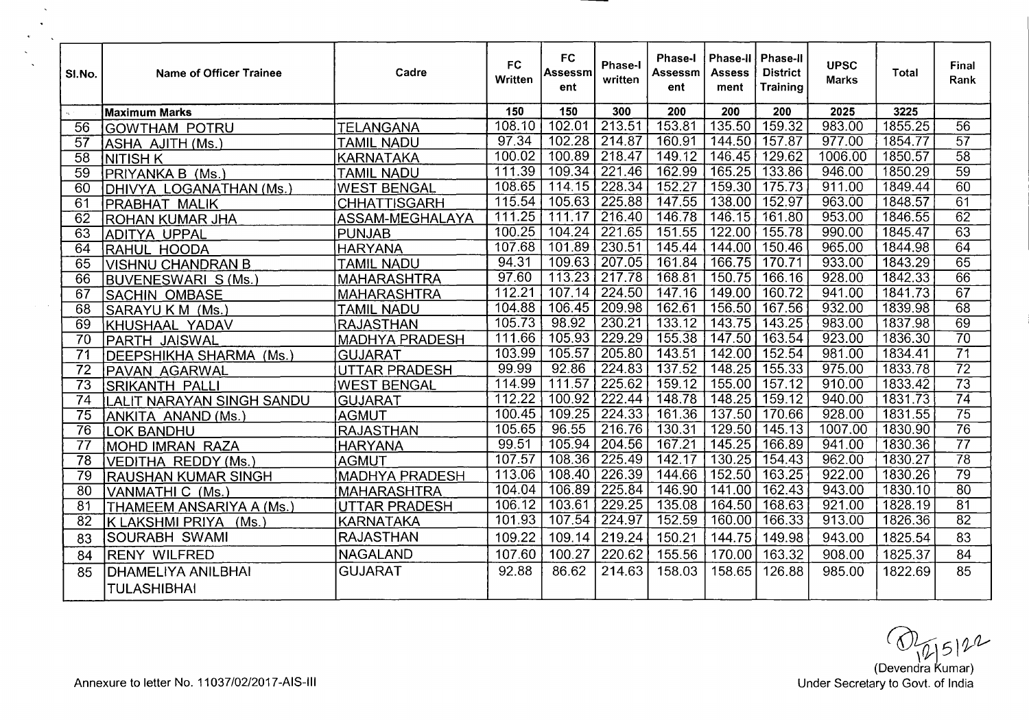| Sl.No. | Name of Officer Trainee | Cadre | FC Written | FC Assessment | Phase-I written | Phase-I Assessment | Phase-II Assessment | Phase-II District Training | UPSC Marks | Total | Final Rank |
|---|---|---|---|---|---|---|---|---|---|---|---|
| | **Maximum Marks** | | 150 | 150 | 300 | 200 | 200 | 200 | 2025 | 3225 | |
| 56 | GOWTHAM POTRU | TELANGANA | 108.10 | 102.01 | 213.51 | 153.81 | 135.50 | 159.32 | 983.00 | 1855.25 | 56 |
| 57 | ASHA AJITH (Ms.) | TAMIL NADU | 97.34 | 102.28 | 214.87 | 160.91 | 144.50 | 157.87 | 977.00 | 1854.77 | 57 |
| 58 | NITISH K | KARNATAKA | 100.02 | 100.89 | 218.47 | 149.12 | 146.45 | 129.62 | 1006.00 | 1850.57 | 58 |
| 59 | PRIYANKA B (Ms.) | TAMIL NADU | 111.39 | 109.34 | 221.46 | 162.99 | 165.25 | 133.86 | 946.00 | 1850.29 | 59 |
| 60 | DHIVYA LOGANATHAN (Ms.) | WEST BENGAL | 108.65 | 114.15 | 228.34 | 152.27 | 159.30 | 175.73 | 911.00 | 1849.44 | 60 |
| 61 | PRABHAT MALIK | CHHATTISGARH | 115.54 | 105.63 | 225.88 | 147.55 | 138.00 | 152.97 | 963.00 | 1848.57 | 61 |
| 62 | ROHAN KUMAR JHA | ASSAM-MEGHALAYA | 111.25 | 111.17 | 216.40 | 146.78 | 146.15 | 161.80 | 953.00 | 1846.55 | 62 |
| 63 | ADITYA UPPAL | PUNJAB | 100.25 | 104.24 | 221.65 | 151.55 | 122.00 | 155.78 | 990.00 | 1845.47 | 63 |
| 64 | RAHUL HOODA | HARYANA | 107.68 | 101.89 | 230.51 | 145.44 | 144.00 | 150.46 | 965.00 | 1844.98 | 64 |
| 65 | VISHNU CHANDRAN B | TAMIL NADU | 94.31 | 109.63 | 207.05 | 161.84 | 166.75 | 170.71 | 933.00 | 1843.29 | 65 |
| 66 | BUVENESWARI S (Ms.) | MAHARASHTRA | 97.60 | 113.23 | 217.78 | 168.81 | 150.75 | 166.16 | 928.00 | 1842.33 | 66 |
| 67 | SACHIN OMBASE | MAHARASHTRA | 112.21 | 107.14 | 224.50 | 147.16 | 149.00 | 160.72 | 941.00 | 1841.73 | 67 |
| 68 | SARAYU K M (Ms.) | TAMIL NADU | 104.88 | 106.45 | 209.98 | 162.61 | 156.50 | 167.56 | 932.00 | 1839.98 | 68 |
| 69 | KHUSHAAL YADAV | RAJASTHAN | 105.73 | 98.92 | 230.21 | 133.12 | 143.75 | 143.25 | 983.00 | 1837.98 | 69 |
| 70 | PARTH JAISWAL | MADHYA PRADESH | 111.66 | 105.93 | 229.29 | 155.38 | 147.50 | 163.54 | 923.00 | 1836.30 | 70 |
| 71 | DEEPSHIKHA SHARMA (Ms.) | GUJARAT | 103.99 | 105.57 | 205.80 | 143.51 | 142.00 | 152.54 | 981.00 | 1834.41 | 71 |
| 72 | PAVAN AGARWAL | UTTAR PRADESH | 99.99 | 92.86 | 224.83 | 137.52 | 148.25 | 155.33 | 975.00 | 1833.78 | 72 |
| 73 | SRIKANTH PALLI | WEST BENGAL | 114.99 | 111.57 | 225.62 | 159.12 | 155.00 | 157.12 | 910.00 | 1833.42 | 73 |
| 74 | LALIT NARAYAN SINGH SANDU | GUJARAT | 112.22 | 100.92 | 222.44 | 148.78 | 148.25 | 159.12 | 940.00 | 1831.73 | 74 |
| 75 | ANKITA ANAND (Ms.) | AGMUT | 100.45 | 109.25 | 224.33 | 161.36 | 137.50 | 170.66 | 928.00 | 1831.55 | 75 |
| 76 | LOK BANDHU | RAJASTHAN | 105.65 | 96.55 | 216.76 | 130.31 | 129.50 | 145.13 | 1007.00 | 1830.90 | 76 |
| 77 | MOHD IMRAN RAZA | HARYANA | 99.51 | 105.94 | 204.56 | 167.21 | 145.25 | 166.89 | 941.00 | 1830.36 | 77 |
| 78 | VEDITHA REDDY (Ms.) | AGMUT | 107.57 | 108.36 | 225.49 | 142.17 | 130.25 | 154.43 | 962.00 | 1830.27 | 78 |
| 79 | RAUSHAN KUMAR SINGH | MADHYA PRADESH | 113.06 | 108.40 | 226.39 | 144.66 | 152.50 | 163.25 | 922.00 | 1830.26 | 79 |
| 80 | VANMATHI C (Ms.) | MAHARASHTRA | 104.04 | 106.89 | 225.84 | 146.90 | 141.00 | 162.43 | 943.00 | 1830.10 | 80 |
| 81 | THAMEEM ANSARIYA A (Ms.) | UTTAR PRADESH | 106.12 | 103.61 | 229.25 | 135.08 | 164.50 | 168.63 | 921.00 | 1828.19 | 81 |
| 82 | K LAKSHMI PRIYA (Ms.) | KARNATAKA | 101.93 | 107.54 | 224.97 | 152.59 | 160.00 | 166.33 | 913.00 | 1826.36 | 82 |
| 83 | SOURABH SWAMI | RAJASTHAN | 109.22 | 109.14 | 219.24 | 150.21 | 144.75 | 149.98 | 943.00 | 1825.54 | 83 |
| 84 | RENY WILFRED | NAGALAND | 107.60 | 100.27 | 220.62 | 155.56 | 170.00 | 163.32 | 908.00 | 1825.37 | 84 |
| 85 | DHAMELIYA ANILBHAI TULASHIBHAI | GUJARAT | 92.88 | 86.62 | 214.63 | 158.03 | 158.65 | 126.88 | 985.00 | 1822.69 | 85 |

12/5/22
(Devendra Kumar)
Under Secretary to Govt. of India

Annexure to letter No. 11037/02/2017-AIS-III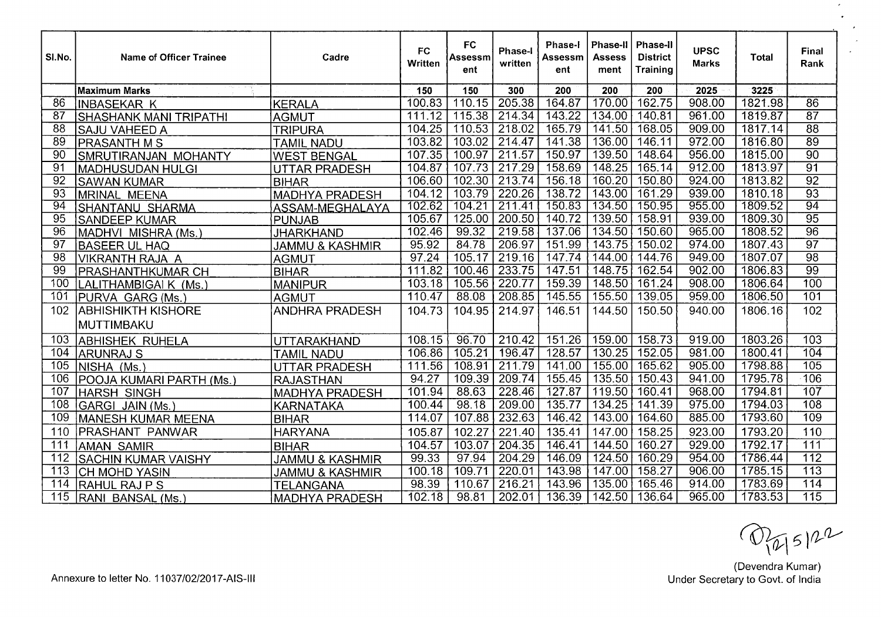| Sl.No. | Name of Officer Trainee | Cadre | FC Written | FC Assessment | Phase-I written | Phase-I Assessment | Phase-II Assessment | Phase-II District Training | UPSC Marks | Total | Final Rank |
|---|---|---|---|---|---|---|---|---|---|---|---|
| | **Maximum Marks** | | 150 | 150 | 300 | 200 | 200 | 200 | 2025 | 3225 | |
| 86 | INBASEKAR K | KERALA | 100.83 | 110.15 | 205.38 | 164.87 | 170.00 | 162.75 | 908.00 | 1821.98 | 86 |
| 87 | SHASHANK MANI TRIPATHI | AGMUT | 111.12 | 115.38 | 214.34 | 143.22 | 134.00 | 140.81 | 961.00 | 1819.87 | 87 |
| 88 | SAJU VAHEED A | TRIPURA | 104.25 | 110.53 | 218.02 | 165.79 | 141.50 | 168.05 | 909.00 | 1817.14 | 88 |
| 89 | PRASANTH M S | TAMIL NADU | 103.82 | 103.02 | 214.47 | 141.38 | 136.00 | 146.11 | 972.00 | 1816.80 | 89 |
| 90 | SMRUTIRANJAN MOHANTY | WEST BENGAL | 107.35 | 100.97 | 211.57 | 150.97 | 139.50 | 148.64 | 956.00 | 1815.00 | 90 |
| 91 | MADHUSUDAN HULGI | UTTAR PRADESH | 104.87 | 107.73 | 217.29 | 158.69 | 148.25 | 165.14 | 912.00 | 1813.97 | 91 |
| 92 | SAWAN KUMAR | BIHAR | 106.60 | 102.30 | 213.74 | 156.18 | 160.20 | 150.80 | 924.00 | 1813.82 | 92 |
| 93 | MRINAL MEENA | MADHYA PRADESH | 104.12 | 103.79 | 220.26 | 138.72 | 143.00 | 161.29 | 939.00 | 1810.18 | 93 |
| 94 | SHANTANU SHARMA | ASSAM-MEGHALAYA | 102.62 | 104.21 | 211.41 | 150.83 | 134.50 | 150.95 | 955.00 | 1809.52 | 94 |
| 95 | SANDEEP KUMAR | PUNJAB | 105.67 | 125.00 | 200.50 | 140.72 | 139.50 | 158.91 | 939.00 | 1809.30 | 95 |
| 96 | MADHVI MISHRA (Ms.) | JHARKHAND | 102.46 | 99.32 | 219.58 | 137.06 | 134.50 | 150.60 | 965.00 | 1808.52 | 96 |
| 97 | BASEER UL HAQ | JAMMU & KASHMIR | 95.92 | 84.78 | 206.97 | 151.99 | 143.75 | 150.02 | 974.00 | 1807.43 | 97 |
| 98 | VIKRANTH RAJA A | AGMUT | 97.24 | 105.17 | 219.16 | 147.74 | 144.00 | 144.76 | 949.00 | 1807.07 | 98 |
| 99 | PRASHANTHKUMAR CH | BIHAR | 111.82 | 100.46 | 233.75 | 147.51 | 148.75 | 162.54 | 902.00 | 1806.83 | 99 |
| 100 | LALITHAMBIGAI K (Ms.) | MANIPUR | 103.18 | 105.56 | 220.77 | 159.39 | 148.50 | 161.24 | 908.00 | 1806.64 | 100 |
| 101 | PURVA GARG (Ms.) | AGMUT | 110.47 | 88.08 | 208.85 | 145.55 | 155.50 | 139.05 | 959.00 | 1806.50 | 101 |
| 102 | ABHISHIKTH KISHORE MUTTIMBAKU | ANDHRA PRADESH | 104.73 | 104.95 | 214.97 | 146.51 | 144.50 | 150.50 | 940.00 | 1806.16 | 102 |
| 103 | ABHISHEK RUHELA | UTTARAKHAND | 108.15 | 96.70 | 210.42 | 151.26 | 159.00 | 158.73 | 919.00 | 1803.26 | 103 |
| 104 | ARUNRAJ S | TAMIL NADU | 106.86 | 105.21 | 196.47 | 128.57 | 130.25 | 152.05 | 981.00 | 1800.41 | 104 |
| 105 | NISHA (Ms.) | UTTAR PRADESH | 111.56 | 108.91 | 211.79 | 141.00 | 155.00 | 165.62 | 905.00 | 1798.88 | 105 |
| 106 | POOJA KUMARI PARTH (Ms.) | RAJASTHAN | 94.27 | 109.39 | 209.74 | 155.45 | 135.50 | 150.43 | 941.00 | 1795.78 | 106 |
| 107 | HARSH SINGH | MADHYA PRADESH | 101.94 | 88.63 | 228.46 | 127.87 | 119.50 | 160.41 | 968.00 | 1794.81 | 107 |
| 108 | GARGI JAIN (Ms.) | KARNATAKA | 100.44 | 98.18 | 209.00 | 135.77 | 134.25 | 141.39 | 975.00 | 1794.03 | 108 |
| 109 | MANESH KUMAR MEENA | BIHAR | 114.07 | 107.88 | 232.63 | 146.42 | 143.00 | 164.60 | 885.00 | 1793.60 | 109 |
| 110 | PRASHANT PANWAR | HARYANA | 105.87 | 102.27 | 221.40 | 135.41 | 147.00 | 158.25 | 923.00 | 1793.20 | 110 |
| 111 | AMAN SAMIR | BIHAR | 104.57 | 103.07 | 204.35 | 146.41 | 144.50 | 160.27 | 929.00 | 1792.17 | 111 |
| 112 | SACHIN KUMAR VAISHY | JAMMU & KASHMIR | 99.33 | 97.94 | 204.29 | 146.09 | 124.50 | 160.29 | 954.00 | 1786.44 | 112 |
| 113 | CH MOHD YASIN | JAMMU & KASHMIR | 100.18 | 109.71 | 220.01 | 143.98 | 147.00 | 158.27 | 906.00 | 1785.15 | 113 |
| 114 | RAHUL RAJ P S | TELANGANA | 98.39 | 110.67 | 216.21 | 143.96 | 135.00 | 165.46 | 914.00 | 1783.69 | 114 |
| 115 | RANI BANSAL (Ms.) | MADHYA PRADESH | 102.18 | 98.81 | 202.01 | 136.39 | 142.50 | 136.64 | 965.00 | 1783.53 | 115 |

12/5/22

(Devendra Kumar)
Under Secretary to Govt. of India

Annexure to letter No. 11037/02/2017-AIS-III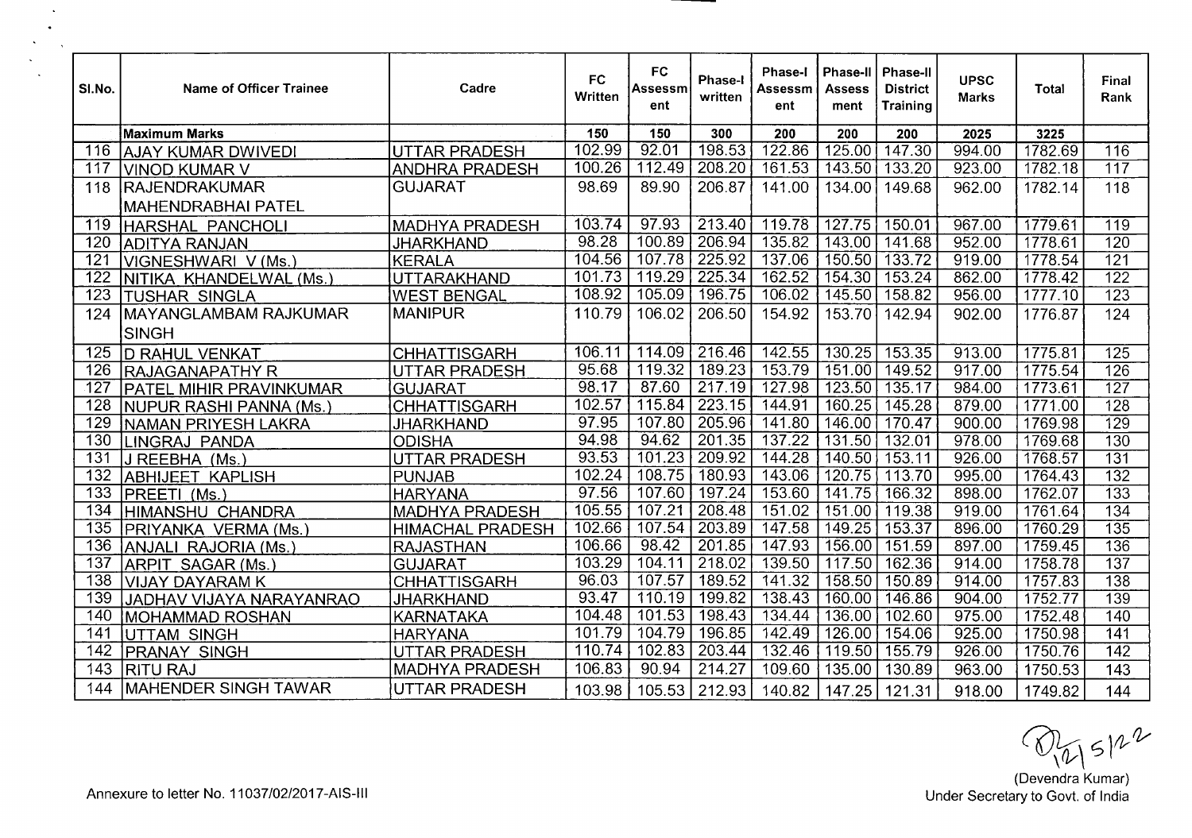| Sl.No. | Name of Officer Trainee | Cadre | FC Written | FC Assessment | Phase-I written | Phase-I Assessment | Phase-II Assess ment | Phase-II District Training | UPSC Marks | Total | Final Rank |
|---|---|---|---|---|---|---|---|---|---|---|---|
| | **Maximum Marks** | | 150 | 150 | 300 | 200 | 200 | 200 | 2025 | 3225 | |
| 116 | AJAY KUMAR DWIVEDI | UTTAR PRADESH | 102.99 | 92.01 | 198.53 | 122.86 | 125.00 | 147.30 | 994.00 | 1782.69 | 116 |
| 117 | VINOD KUMAR V | ANDHRA PRADESH | 100.26 | 112.49 | 208.20 | 161.53 | 143.50 | 133.20 | 923.00 | 1782.18 | 117 |
| 118 | RAJENDRAKUMAR MAHENDRABHAI PATEL | GUJARAT | 98.69 | 89.90 | 206.87 | 141.00 | 134.00 | 149.68 | 962.00 | 1782.14 | 118 |
| 119 | HARSHAL PANCHOLI | MADHYA PRADESH | 103.74 | 97.93 | 213.40 | 119.78 | 127.75 | 150.01 | 967.00 | 1779.61 | 119 |
| 120 | ADITYA RANJAN | JHARKHAND | 98.28 | 100.89 | 206.94 | 135.82 | 143.00 | 141.68 | 952.00 | 1778.61 | 120 |
| 121 | VIGNESHWARI V (Ms.) | KERALA | 104.56 | 107.78 | 225.92 | 137.06 | 150.50 | 133.72 | 919.00 | 1778.54 | 121 |
| 122 | NITIKA KHANDELWAL (Ms.) | UTTARAKHAND | 101.73 | 119.29 | 225.34 | 162.52 | 154.30 | 153.24 | 862.00 | 1778.42 | 122 |
| 123 | TUSHAR SINGLA | WEST BENGAL | 108.92 | 105.09 | 196.75 | 106.02 | 145.50 | 158.82 | 956.00 | 1777.10 | 123 |
| 124 | MAYANGLAMBAM RAJKUMAR SINGH | MANIPUR | 110.79 | 106.02 | 206.50 | 154.92 | 153.70 | 142.94 | 902.00 | 1776.87 | 124 |
| 125 | D RAHUL VENKAT | CHHATTISGARH | 106.11 | 114.09 | 216.46 | 142.55 | 130.25 | 153.35 | 913.00 | 1775.81 | 125 |
| 126 | RAJAGANAPATHY R | UTTAR PRADESH | 95.68 | 119.32 | 189.23 | 153.79 | 151.00 | 149.52 | 917.00 | 1775.54 | 126 |
| 127 | PATEL MIHIR PRAVINKUMAR | GUJARAT | 98.17 | 87.60 | 217.19 | 127.98 | 123.50 | 135.17 | 984.00 | 1773.61 | 127 |
| 128 | NUPUR RASHI PANNA (Ms.) | CHHATTISGARH | 102.57 | 115.84 | 223.15 | 144.91 | 160.25 | 145.28 | 879.00 | 1771.00 | 128 |
| 129 | NAMAN PRIYESH LAKRA | JHARKHAND | 97.95 | 107.80 | 205.96 | 141.80 | 146.00 | 170.47 | 900.00 | 1769.98 | 129 |
| 130 | LINGRAJ PANDA | ODISHA | 94.98 | 94.62 | 201.35 | 137.22 | 131.50 | 132.01 | 978.00 | 1769.68 | 130 |
| 131 | J REEBHA (Ms.) | UTTAR PRADESH | 93.53 | 101.23 | 209.92 | 144.28 | 140.50 | 153.11 | 926.00 | 1768.57 | 131 |
| 132 | ABHIJEET KAPLISH | PUNJAB | 102.24 | 108.75 | 180.93 | 143.06 | 120.75 | 113.70 | 995.00 | 1764.43 | 132 |
| 133 | PREETI (Ms.) | HARYANA | 97.56 | 107.60 | 197.24 | 153.60 | 141.75 | 166.32 | 898.00 | 1762.07 | 133 |
| 134 | HIMANSHU CHANDRA | MADHYA PRADESH | 105.55 | 107.21 | 208.48 | 151.02 | 151.00 | 119.38 | 919.00 | 1761.64 | 134 |
| 135 | PRIYANKA VERMA (Ms.) | HIMACHAL PRADESH | 102.66 | 107.54 | 203.89 | 147.58 | 149.25 | 153.37 | 896.00 | 1760.29 | 135 |
| 136 | ANJALI RAJORIA (Ms.) | RAJASTHAN | 106.66 | 98.42 | 201.85 | 147.93 | 156.00 | 151.59 | 897.00 | 1759.45 | 136 |
| 137 | ARPIT SAGAR (Ms.) | GUJARAT | 103.29 | 104.11 | 218.02 | 139.50 | 117.50 | 162.36 | 914.00 | 1758.78 | 137 |
| 138 | VIJAY DAYARAM K | CHHATTISGARH | 96.03 | 107.57 | 189.52 | 141.32 | 158.50 | 150.89 | 914.00 | 1757.83 | 138 |
| 139 | JADHAV VIJAYA NARAYANRAO | JHARKHAND | 93.47 | 110.19 | 199.82 | 138.43 | 160.00 | 146.86 | 904.00 | 1752.77 | 139 |
| 140 | MOHAMMAD ROSHAN | KARNATAKA | 104.48 | 101.53 | 198.43 | 134.44 | 136.00 | 102.60 | 975.00 | 1752.48 | 140 |
| 141 | UTTAM SINGH | HARYANA | 101.79 | 104.79 | 196.85 | 142.49 | 126.00 | 154.06 | 925.00 | 1750.98 | 141 |
| 142 | PRANAY SINGH | UTTAR PRADESH | 110.74 | 102.83 | 203.44 | 132.46 | 119.50 | 155.79 | 926.00 | 1750.76 | 142 |
| 143 | RITU RAJ | MADHYA PRADESH | 106.83 | 90.94 | 214.27 | 109.60 | 135.00 | 130.89 | 963.00 | 1750.53 | 143 |
| 144 | MAHENDER SINGH TAWAR | UTTAR PRADESH | 103.98 | 105.53 | 212.93 | 140.82 | 147.25 | 121.31 | 918.00 | 1749.82 | 144 |

12/5/22

(Devendra Kumar)
Under Secretary to Govt. of India

Annexure to letter No. 11037/02/2017-AIS-III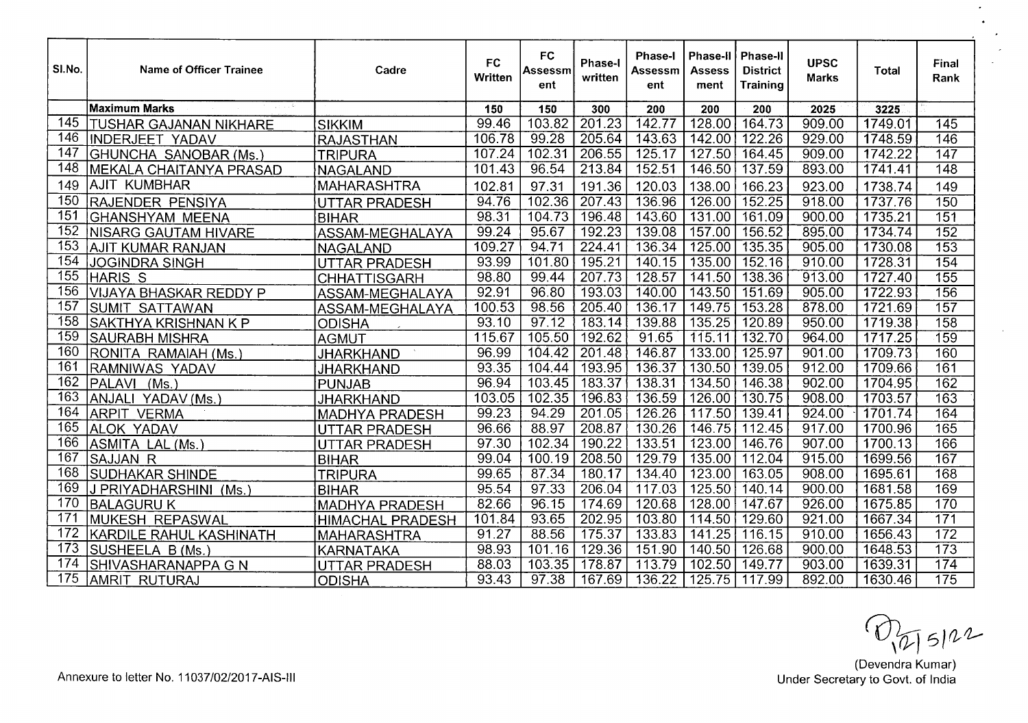| Sl.No. | Name of Officer Trainee | Cadre | FC Written | FC Assessment | Phase-I written | Phase-I Assessment | Phase-II Assessment | Phase-II District Training | UPSC Marks | Total | Final Rank |
|---|---|---|---|---|---|---|---|---|---|---|---|
| | Maximum Marks | | 150 | 150 | 300 | 200 | 200 | 200 | 2025 | 3225 | |
| 145 | TUSHAR GAJANAN NIKHARE | SIKKIM | 99.46 | 103.82 | 201.23 | 142.77 | 128.00 | 164.73 | 909.00 | 1749.01 | 145 |
| 146 | INDERJEET YADAV | RAJASTHAN | 106.78 | 99.28 | 205.64 | 143.63 | 142.00 | 122.26 | 929.00 | 1748.59 | 146 |
| 147 | GHUNCHA SANOBAR (Ms.) | TRIPURA | 107.24 | 102.31 | 206.55 | 125.17 | 127.50 | 164.45 | 909.00 | 1742.22 | 147 |
| 148 | MEKALA CHAITANYA PRASAD | NAGALAND | 101.43 | 96.54 | 213.84 | 152.51 | 146.50 | 137.59 | 893.00 | 1741.41 | 148 |
| 149 | AJIT KUMBHAR | MAHARASHTRA | 102.81 | 97.31 | 191.36 | 120.03 | 138.00 | 166.23 | 923.00 | 1738.74 | 149 |
| 150 | RAJENDER PENSIYA | UTTAR PRADESH | 94.76 | 102.36 | 207.43 | 136.96 | 126.00 | 152.25 | 918.00 | 1737.76 | 150 |
| 151 | GHANSHYAM MEENA | BIHAR | 98.31 | 104.73 | 196.48 | 143.60 | 131.00 | 161.09 | 900.00 | 1735.21 | 151 |
| 152 | NISARG GAUTAM HIVARE | ASSAM-MEGHALAYA | 99.24 | 95.67 | 192.23 | 139.08 | 157.00 | 156.52 | 895.00 | 1734.74 | 152 |
| 153 | AJIT KUMAR RANJAN | NAGALAND | 109.27 | 94.71 | 224.41 | 136.34 | 125.00 | 135.35 | 905.00 | 1730.08 | 153 |
| 154 | JOGINDRA SINGH | UTTAR PRADESH | 93.99 | 101.80 | 195.21 | 140.15 | 135.00 | 152.16 | 910.00 | 1728.31 | 154 |
| 155 | HARIS S | CHHATTISGARH | 98.80 | 99.44 | 207.73 | 128.57 | 141.50 | 138.36 | 913.00 | 1727.40 | 155 |
| 156 | VIJAYA BHASKAR REDDY P | ASSAM-MEGHALAYA | 92.91 | 96.80 | 193.03 | 140.00 | 143.50 | 151.69 | 905.00 | 1722.93 | 156 |
| 157 | SUMIT SATTAWAN | ASSAM-MEGHALAYA | 100.53 | 98.56 | 205.40 | 136.17 | 149.75 | 153.28 | 878.00 | 1721.69 | 157 |
| 158 | SAKTHYA KRISHNAN K P | ODISHA | 93.10 | 97.12 | 183.14 | 139.88 | 135.25 | 120.89 | 950.00 | 1719.38 | 158 |
| 159 | SAURABH MISHRA | AGMUT | 115.67 | 105.50 | 192.62 | 91.65 | 115.11 | 132.70 | 964.00 | 1717.25 | 159 |
| 160 | RONITA RAMAIAH (Ms.) | JHARKHAND | 96.99 | 104.42 | 201.48 | 146.87 | 133.00 | 125.97 | 901.00 | 1709.73 | 160 |
| 161 | RAMNIWAS YADAV | JHARKHAND | 93.35 | 104.44 | 193.95 | 136.37 | 130.50 | 139.05 | 912.00 | 1709.66 | 161 |
| 162 | PALAVI (Ms.) | PUNJAB | 96.94 | 103.45 | 183.37 | 138.31 | 134.50 | 146.38 | 902.00 | 1704.95 | 162 |
| 163 | ANJALI YADAV (Ms.) | JHARKHAND | 103.05 | 102.35 | 196.83 | 136.59 | 126.00 | 130.75 | 908.00 | 1703.57 | 163 |
| 164 | ARPIT VERMA | MADHYA PRADESH | 99.23 | 94.29 | 201.05 | 126.26 | 117.50 | 139.41 | 924.00 | 1701.74 | 164 |
| 165 | ALOK YADAV | UTTAR PRADESH | 96.66 | 88.97 | 208.87 | 130.26 | 146.75 | 112.45 | 917.00 | 1700.96 | 165 |
| 166 | ASMITA LAL (Ms.) | UTTAR PRADESH | 97.30 | 102.34 | 190.22 | 133.51 | 123.00 | 146.76 | 907.00 | 1700.13 | 166 |
| 167 | SAJJAN R | BIHAR | 99.04 | 100.19 | 208.50 | 129.79 | 135.00 | 112.04 | 915.00 | 1699.56 | 167 |
| 168 | SUDHAKAR SHINDE | TRIPURA | 99.65 | 87.34 | 180.17 | 134.40 | 123.00 | 163.05 | 908.00 | 1695.61 | 168 |
| 169 | J PRIYADHARSHINI (Ms.) | BIHAR | 95.54 | 97.33 | 206.04 | 117.03 | 125.50 | 140.14 | 900.00 | 1681.58 | 169 |
| 170 | BALAGURU K | MADHYA PRADESH | 82.66 | 96.15 | 174.69 | 120.68 | 128.00 | 147.67 | 926.00 | 1675.85 | 170 |
| 171 | MUKESH REPASWAL | HIMACHAL PRADESH | 101.84 | 93.65 | 202.95 | 103.80 | 114.50 | 129.60 | 921.00 | 1667.34 | 171 |
| 172 | KARDILE RAHUL KASHINATH | MAHARASHTRA | 91.27 | 88.56 | 175.37 | 133.83 | 141.25 | 116.15 | 910.00 | 1656.43 | 172 |
| 173 | SUSHEELA B (Ms.) | KARNATAKA | 98.93 | 101.16 | 129.36 | 151.90 | 140.50 | 126.68 | 900.00 | 1648.53 | 173 |
| 174 | SHIVASHARANAPPA G N | UTTAR PRADESH | 88.03 | 103.35 | 178.87 | 113.79 | 102.50 | 149.77 | 903.00 | 1639.31 | 174 |
| 175 | AMRIT RUTURAJ | ODISHA | 93.43 | 97.38 | 167.69 | 136.22 | 125.75 | 117.99 | 892.00 | 1630.46 | 175 |

12/5/22

(Devendra Kumar)
Under Secretary to Govt. of India

Annexure to letter No. 11037/02/2017-AIS-III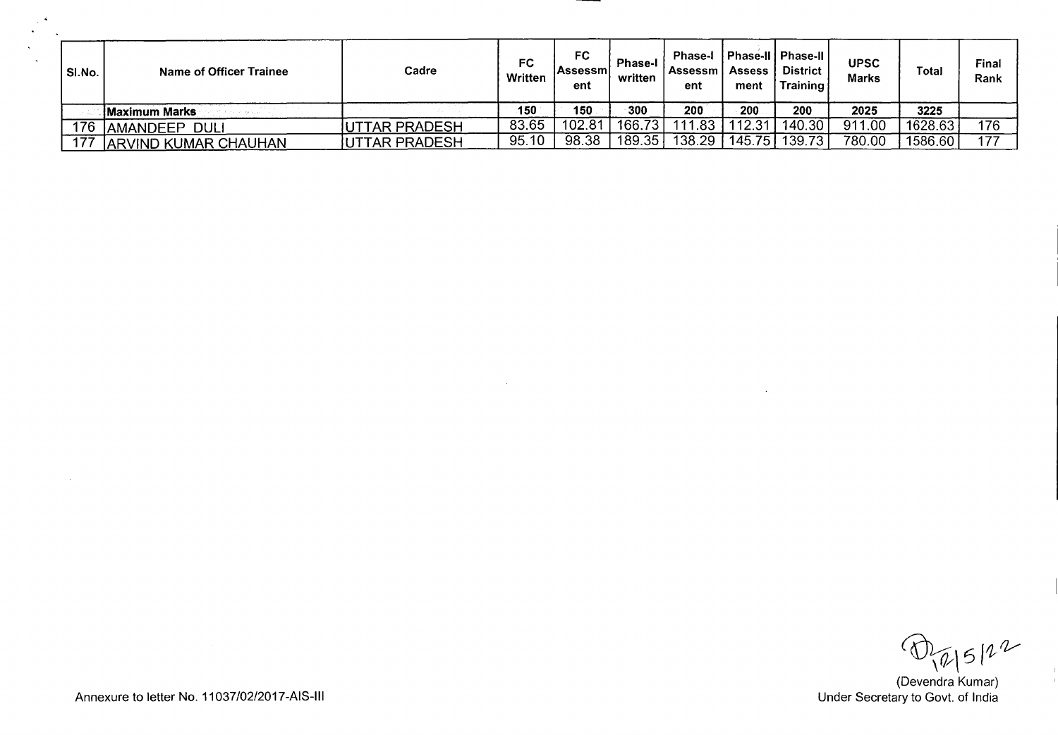| Sl.No. | Name of Officer Trainee | Cadre | FC Written | FC Assessment | Phase-I written | Phase-I Assessment | Phase-II Assessment | Phase-II District Training | UPSC Marks | Total | Final Rank |
|---|---|---|---|---|---|---|---|---|---|---|---|
| | Maximum Marks | | 150 | 150 | 300 | 200 | 200 | 200 | 2025 | 3225 | |
| 176 | AMANDEEP DULI | UTTAR PRADESH | 83.65 | 102.81 | 166.73 | 111.83 | 112.31 | 140.30 | 911.00 | 1628.63 | 176 |
| 177 | ARVIND KUMAR CHAUHAN | UTTAR PRADESH | 95.10 | 98.38 | 189.35 | 138.29 | 145.75 | 139.73 | 780.00 | 1586.60 | 177 |

12/5/22

(Devendra Kumar)
Under Secretary to Govt. of India

Annexure to letter No. 11037/02/2017-AIS-III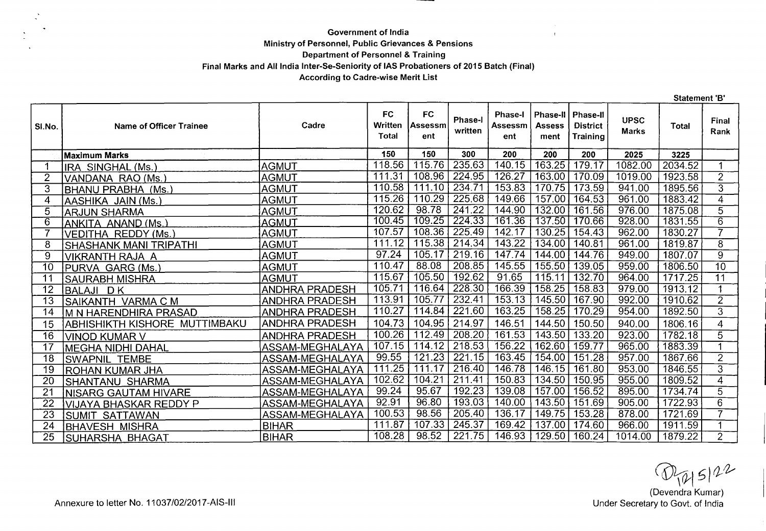**Government of India**
**Ministry of Personnel, Public Grievances & Pensions**
**Department of Personnel & Training**
**Final Marks and All India Inter-Se-Seniority of IAS Probationers of 2015 Batch (Final)**
**According to Cadre-wise Merit List**

**Statement 'B'**

| Sl.No. | Name of Officer Trainee | Cadre | FC Written Total | FC Assessment | Phase-I written | Phase-I Assessment | Phase-II Assessment | Phase-II District Training | UPSC Marks | Total | Final Rank |
|---|---|---|---|---|---|---|---|---|---|---|---|
| | **Maximum Marks** | | 150 | 150 | 300 | 200 | 200 | 200 | 2025 | 3225 | |
| 1 | IRA SINGHAL (Ms.) | AGMUT | 118.56 | 115.76 | 235.63 | 140.15 | 163.25 | 179.17 | 1082.00 | 2034.52 | 1 |
| 2 | VANDANA RAO (Ms.) | AGMUT | 111.31 | 108.96 | 224.95 | 126.27 | 163.00 | 170.09 | 1019.00 | 1923.58 | 2 |
| 3 | BHANU PRABHA (Ms.) | AGMUT | 110.58 | 111.10 | 234.71 | 153.83 | 170.75 | 173.59 | 941.00 | 1895.56 | 3 |
| 4 | AASHIKA JAIN (Ms.) | AGMUT | 115.26 | 110.29 | 225.68 | 149.66 | 157.00 | 164.53 | 961.00 | 1883.42 | 4 |
| 5 | ARJUN SHARMA | AGMUT | 120.62 | 98.78 | 241.22 | 144.90 | 132.00 | 161.56 | 976.00 | 1875.08 | 5 |
| 6 | ANKITA ANAND (Ms.) | AGMUT | 100.45 | 109.25 | 224.33 | 161.36 | 137.50 | 170.66 | 928.00 | 1831.55 | 6 |
| 7 | VEDITHA REDDY (Ms.) | AGMUT | 107.57 | 108.36 | 225.49 | 142.17 | 130.25 | 154.43 | 962.00 | 1830.27 | 7 |
| 8 | SHASHANK MANI TRIPATHI | AGMUT | 111.12 | 115.38 | 214.34 | 143.22 | 134.00 | 140.81 | 961.00 | 1819.87 | 8 |
| 9 | VIKRANTH RAJA A | AGMUT | 97.24 | 105.17 | 219.16 | 147.74 | 144.00 | 144.76 | 949.00 | 1807.07 | 9 |
| 10 | PURVA GARG (Ms.) | AGMUT | 110.47 | 88.08 | 208.85 | 145.55 | 155.50 | 139.05 | 959.00 | 1806.50 | 10 |
| 11 | SAURABH MISHRA | AGMUT | 115.67 | 105.50 | 192.62 | 91.65 | 115.11 | 132.70 | 964.00 | 1717.25 | 11 |
| 12 | BALAJI D K | ANDHRA PRADESH | 105.71 | 116.64 | 228.30 | 166.39 | 158.25 | 158.83 | 979.00 | 1913.12 | 1 |
| 13 | SAIKANTH VARMA C M | ANDHRA PRADESH | 113.91 | 105.77 | 232.41 | 153.13 | 145.50 | 167.90 | 992.00 | 1910.62 | 2 |
| 14 | M N HARENDHIRA PRASAD | ANDHRA PRADESH | 110.27 | 114.84 | 221.60 | 163.25 | 158.25 | 170.29 | 954.00 | 1892.50 | 3 |
| 15 | ABHISHIKTH KISHORE MUTTIMBAKU | ANDHRA PRADESH | 104.73 | 104.95 | 214.97 | 146.51 | 144.50 | 150.50 | 940.00 | 1806.16 | 4 |
| 16 | VINOD KUMAR V | ANDHRA PRADESH | 100.26 | 112.49 | 208.20 | 161.53 | 143.50 | 133.20 | 923.00 | 1782.18 | 5 |
| 17 | MEGHA NIDHI DAHAL | ASSAM-MEGHALAYA | 107.15 | 114.12 | 218.53 | 156.22 | 162.60 | 159.77 | 965.00 | 1883.39 | 1 |
| 18 | SWAPNIL TEMBE | ASSAM-MEGHALAYA | 99.55 | 121.23 | 221.15 | 163.45 | 154.00 | 151.28 | 957.00 | 1867.66 | 2 |
| 19 | ROHAN KUMAR JHA | ASSAM-MEGHALAYA | 111.25 | 111.17 | 216.40 | 146.78 | 146.15 | 161.80 | 953.00 | 1846.55 | 3 |
| 20 | SHANTANU SHARMA | ASSAM-MEGHALAYA | 102.62 | 104.21 | 211.41 | 150.83 | 134.50 | 150.95 | 955.00 | 1809.52 | 4 |
| 21 | NISARG GAUTAM HIVARE | ASSAM-MEGHALAYA | 99.24 | 95.67 | 192.23 | 139.08 | 157.00 | 156.52 | 895.00 | 1734.74 | 5 |
| 22 | VIJAYA BHASKAR REDDY P | ASSAM-MEGHALAYA | 92.91 | 96.80 | 193.03 | 140.00 | 143.50 | 151.69 | 905.00 | 1722.93 | 6 |
| 23 | SUMIT SATTAWAN | ASSAM-MEGHALAYA | 100.53 | 98.56 | 205.40 | 136.17 | 149.75 | 153.28 | 878.00 | 1721.69 | 7 |
| 24 | BHAVESH MISHRA | BIHAR | 111.87 | 107.33 | 245.37 | 169.42 | 137.00 | 174.60 | 966.00 | 1911.59 | 1 |
| 25 | SUHARSHA BHAGAT | BIHAR | 108.28 | 98.52 | 221.75 | 146.93 | 129.50 | 160.24 | 1014.00 | 1879.22 | 2 |

12/5/22

(Devendra Kumar)
Under Secretary to Govt. of India

Annexure to letter No. 11037/02/2017-AIS-III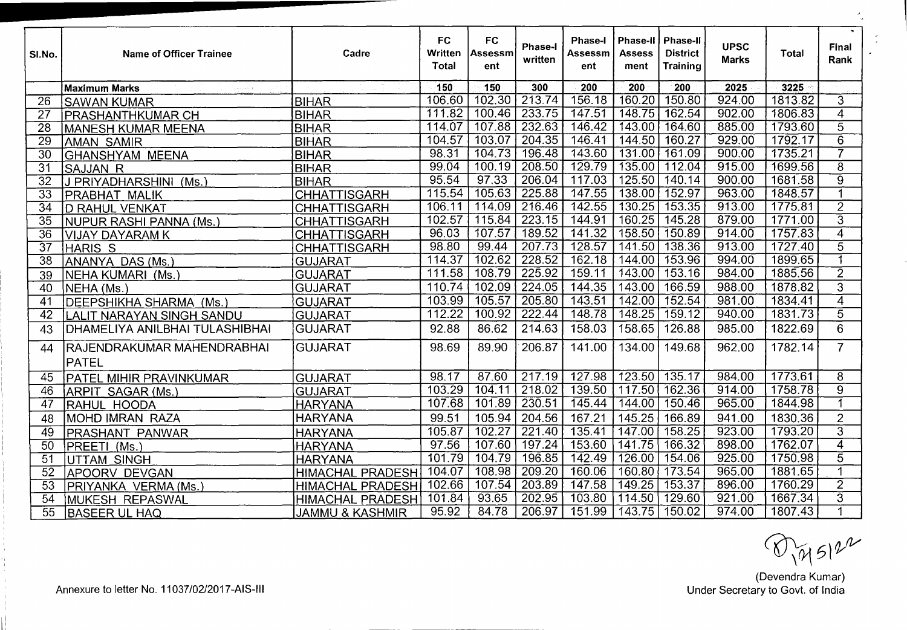| Sl.No. | Name of Officer Trainee | Cadre | FC Written Total | FC Assessment | Phase-I written | Phase-I Assessment | Phase-II Assessment | Phase-II District Training | UPSC Marks | Total | Final Rank |
|---|---|---|---|---|---|---|---|---|---|---|---|
| | Maximum Marks | | 150 | 150 | 300 | 200 | 200 | 200 | 2025 | 3225 | |
| 26 | SAWAN KUMAR | BIHAR | 106.60 | 102.30 | 213.74 | 156.18 | 160.20 | 150.80 | 924.00 | 1813.82 | 3 |
| 27 | PRASHANTHKUMAR CH | BIHAR | 111.82 | 100.46 | 233.75 | 147.51 | 148.75 | 162.54 | 902.00 | 1806.83 | 4 |
| 28 | MANESH KUMAR MEENA | BIHAR | 114.07 | 107.88 | 232.63 | 146.42 | 143.00 | 164.60 | 885.00 | 1793.60 | 5 |
| 29 | AMAN SAMIR | BIHAR | 104.57 | 103.07 | 204.35 | 146.41 | 144.50 | 160.27 | 929.00 | 1792.17 | 6 |
| 30 | GHANSHYAM MEENA | BIHAR | 98.31 | 104.73 | 196.48 | 143.60 | 131.00 | 161.09 | 900.00 | 1735.21 | 7 |
| 31 | SAJJAN R | BIHAR | 99.04 | 100.19 | 208.50 | 129.79 | 135.00 | 112.04 | 915.00 | 1699.56 | 8 |
| 32 | J PRIYADHARSHINI (Ms.) | BIHAR | 95.54 | 97.33 | 206.04 | 117.03 | 125.50 | 140.14 | 900.00 | 1681.58 | 9 |
| 33 | PRABHAT MALIK | CHHATTISGARH | 115.54 | 105.63 | 225.88 | 147.55 | 138.00 | 152.97 | 963.00 | 1848.57 | 1 |
| 34 | D RAHUL VENKAT | CHHATTISGARH | 106.11 | 114.09 | 216.46 | 142.55 | 130.25 | 153.35 | 913.00 | 1775.81 | 2 |
| 35 | NUPUR RASHI PANNA (Ms.) | CHHATTISGARH | 102.57 | 115.84 | 223.15 | 144.91 | 160.25 | 145.28 | 879.00 | 1771.00 | 3 |
| 36 | VIJAY DAYARAM K | CHHATTISGARH | 96.03 | 107.57 | 189.52 | 141.32 | 158.50 | 150.89 | 914.00 | 1757.83 | 4 |
| 37 | HARIS S | CHHATTISGARH | 98.80 | 99.44 | 207.73 | 128.57 | 141.50 | 138.36 | 913.00 | 1727.40 | 5 |
| 38 | ANANYA DAS (Ms.) | GUJARAT | 114.37 | 102.62 | 228.52 | 162.18 | 144.00 | 153.96 | 994.00 | 1899.65 | 1 |
| 39 | NEHA KUMARI (Ms.) | GUJARAT | 111.58 | 108.79 | 225.92 | 159.11 | 143.00 | 153.16 | 984.00 | 1885.56 | 2 |
| 40 | NEHA (Ms.) | GUJARAT | 110.74 | 102.09 | 224.05 | 144.35 | 143.00 | 166.59 | 988.00 | 1878.82 | 3 |
| 41 | DEEPSHIKHA SHARMA (Ms.) | GUJARAT | 103.99 | 105.57 | 205.80 | 143.51 | 142.00 | 152.54 | 981.00 | 1834.41 | 4 |
| 42 | LALIT NARAYAN SINGH SANDU | GUJARAT | 112.22 | 100.92 | 222.44 | 148.78 | 148.25 | 159.12 | 940.00 | 1831.73 | 5 |
| 43 | DHAMELIYA ANILBHAI TULASHIBHAI | GUJARAT | 92.88 | 86.62 | 214.63 | 158.03 | 158.65 | 126.88 | 985.00 | 1822.69 | 6 |
| 44 | RAJENDRAKUMAR MAHENDRABHAI PATEL | GUJARAT | 98.69 | 89.90 | 206.87 | 141.00 | 134.00 | 149.68 | 962.00 | 1782.14 | 7 |
| 45 | PATEL MIHIR PRAVINKUMAR | GUJARAT | 98.17 | 87.60 | 217.19 | 127.98 | 123.50 | 135.17 | 984.00 | 1773.61 | 8 |
| 46 | ARPIT SAGAR (Ms.) | GUJARAT | 103.29 | 104.11 | 218.02 | 139.50 | 117.50 | 162.36 | 914.00 | 1758.78 | 9 |
| 47 | RAHUL HOODA | HARYANA | 107.68 | 101.89 | 230.51 | 145.44 | 144.00 | 150.46 | 965.00 | 1844.98 | 1 |
| 48 | MOHD IMRAN RAZA | HARYANA | 99.51 | 105.94 | 204.56 | 167.21 | 145.25 | 166.89 | 941.00 | 1830.36 | 2 |
| 49 | PRASHANT PANWAR | HARYANA | 105.87 | 102.27 | 221.40 | 135.41 | 147.00 | 158.25 | 923.00 | 1793.20 | 3 |
| 50 | PREETI (Ms.) | HARYANA | 97.56 | 107.60 | 197.24 | 153.60 | 141.75 | 166.32 | 898.00 | 1762.07 | 4 |
| 51 | UTTAM SINGH | HARYANA | 101.79 | 104.79 | 196.85 | 142.49 | 126.00 | 154.06 | 925.00 | 1750.98 | 5 |
| 52 | APOORV DEVGAN | HIMACHAL PRADESH | 104.07 | 108.98 | 209.20 | 160.06 | 160.80 | 173.54 | 965.00 | 1881.65 | 1 |
| 53 | PRIYANKA VERMA (Ms.) | HIMACHAL PRADESH | 102.66 | 107.54 | 203.89 | 147.58 | 149.25 | 153.37 | 896.00 | 1760.29 | 2 |
| 54 | MUKESH REPASWAL | HIMACHAL PRADESH | 101.84 | 93.65 | 202.95 | 103.80 | 114.50 | 129.60 | 921.00 | 1667.34 | 3 |
| 55 | BASEER UL HAQ | JAMMU & KASHMIR | 95.92 | 84.78 | 206.97 | 151.99 | 143.75 | 150.02 | 974.00 | 1807.43 | 1 |

(Devendra Kumar)
Under Secretary to Govt. of India

Annexure to letter No. 11037/02/2017-AIS-III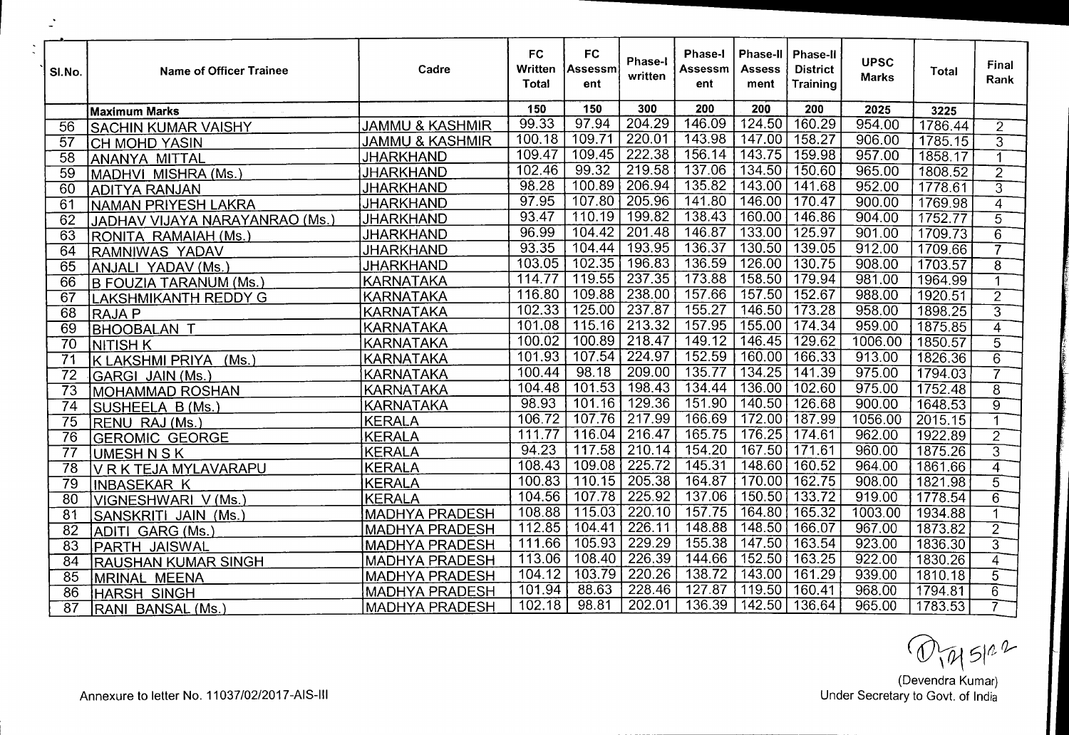| Sl.No. | Name of Officer Trainee | Cadre | FC Written Total | FC Assessment | Phase-I written | Phase-I Assessment | Phase-II Assessment | Phase-II District Training | UPSC Marks | Total | Final Rank |
|---|---|---|---|---|---|---|---|---|---|---|---|
| | **Maximum Marks** | | 150 | 150 | 300 | 200 | 200 | 200 | 2025 | 3225 | |
| 56 | SACHIN KUMAR VAISHY | JAMMU & KASHMIR | 99.33 | 97.94 | 204.29 | 146.09 | 124.50 | 160.29 | 954.00 | 1786.44 | 2 |
| 57 | CH MOHD YASIN | JAMMU & KASHMIR | 100.18 | 109.71 | 220.01 | 143.98 | 147.00 | 158.27 | 906.00 | 1785.15 | 3 |
| 58 | ANANYA MITTAL | JHARKHAND | 109.47 | 109.45 | 222.38 | 156.14 | 143.75 | 159.98 | 957.00 | 1858.17 | 1 |
| 59 | MADHVI MISHRA (Ms.) | JHARKHAND | 102.46 | 99.32 | 219.58 | 137.06 | 134.50 | 150.60 | 965.00 | 1808.52 | 2 |
| 60 | ADITYA RANJAN | JHARKHAND | 98.28 | 100.89 | 206.94 | 135.82 | 143.00 | 141.68 | 952.00 | 1778.61 | 3 |
| 61 | NAMAN PRIYESH LAKRA | JHARKHAND | 97.95 | 107.80 | 205.96 | 141.80 | 146.00 | 170.47 | 900.00 | 1769.98 | 4 |
| 62 | JADHAV VIJAYA NARAYANRAO (Ms.) | JHARKHAND | 93.47 | 110.19 | 199.82 | 138.43 | 160.00 | 146.86 | 904.00 | 1752.77 | 5 |
| 63 | RONITA RAMAIAH (Ms.) | JHARKHAND | 96.99 | 104.42 | 201.48 | 146.87 | 133.00 | 125.97 | 901.00 | 1709.73 | 6 |
| 64 | RAMNIWAS YADAV | JHARKHAND | 93.35 | 104.44 | 193.95 | 136.37 | 130.50 | 139.05 | 912.00 | 1709.66 | 7 |
| 65 | ANJALI YADAV (Ms.) | JHARKHAND | 103.05 | 102.35 | 196.83 | 136.59 | 126.00 | 130.75 | 908.00 | 1703.57 | 8 |
| 66 | B FOUZIA TARANUM (Ms.) | KARNATAKA | 114.77 | 119.55 | 237.35 | 173.88 | 158.50 | 179.94 | 981.00 | 1964.99 | 1 |
| 67 | LAKSHMIKANTH REDDY G | KARNATAKA | 116.80 | 109.88 | 238.00 | 157.66 | 157.50 | 152.67 | 988.00 | 1920.51 | 2 |
| 68 | RAJA P | KARNATAKA | 102.33 | 125.00 | 237.87 | 155.27 | 146.50 | 173.28 | 958.00 | 1898.25 | 3 |
| 69 | BHOOBALAN T | KARNATAKA | 101.08 | 115.16 | 213.32 | 157.95 | 155.00 | 174.34 | 959.00 | 1875.85 | 4 |
| 70 | NITISH K | KARNATAKA | 100.02 | 100.89 | 218.47 | 149.12 | 146.45 | 129.62 | 1006.00 | 1850.57 | 5 |
| 71 | K LAKSHMI PRIYA (Ms.) | KARNATAKA | 101.93 | 107.54 | 224.97 | 152.59 | 160.00 | 166.33 | 913.00 | 1826.36 | 6 |
| 72 | GARGI JAIN (Ms.) | KARNATAKA | 100.44 | 98.18 | 209.00 | 135.77 | 134.25 | 141.39 | 975.00 | 1794.03 | 7 |
| 73 | MOHAMMAD ROSHAN | KARNATAKA | 104.48 | 101.53 | 198.43 | 134.44 | 136.00 | 102.60 | 975.00 | 1752.48 | 8 |
| 74 | SUSHEELA B (Ms.) | KARNATAKA | 98.93 | 101.16 | 129.36 | 151.90 | 140.50 | 126.68 | 900.00 | 1648.53 | 9 |
| 75 | RENU RAJ (Ms.) | KERALA | 106.72 | 107.76 | 217.99 | 166.69 | 172.00 | 187.99 | 1056.00 | 2015.15 | 1 |
| 76 | GEROMIC GEORGE | KERALA | 111.77 | 116.04 | 216.47 | 165.75 | 176.25 | 174.61 | 962.00 | 1922.89 | 2 |
| 77 | UMESH N S K | KERALA | 94.23 | 117.58 | 210.14 | 154.20 | 167.50 | 171.61 | 960.00 | 1875.26 | 3 |
| 78 | V R K TEJA MYLAVARAPU | KERALA | 108.43 | 109.08 | 225.72 | 145.31 | 148.60 | 160.52 | 964.00 | 1861.66 | 4 |
| 79 | INBASEKAR K | KERALA | 100.83 | 110.15 | 205.38 | 164.87 | 170.00 | 162.75 | 908.00 | 1821.98 | 5 |
| 80 | VIGNESHWARI V (Ms.) | KERALA | 104.56 | 107.78 | 225.92 | 137.06 | 150.50 | 133.72 | 919.00 | 1778.54 | 6 |
| 81 | SANSKRITI JAIN (Ms.) | MADHYA PRADESH | 108.88 | 115.03 | 220.10 | 157.75 | 164.80 | 165.32 | 1003.00 | 1934.88 | 1 |
| 82 | ADITI GARG (Ms.) | MADHYA PRADESH | 112.85 | 104.41 | 226.11 | 148.88 | 148.50 | 166.07 | 967.00 | 1873.82 | 2 |
| 83 | PARTH JAISWAL | MADHYA PRADESH | 111.66 | 105.93 | 229.29 | 155.38 | 147.50 | 163.54 | 923.00 | 1836.30 | 3 |
| 84 | RAUSHAN KUMAR SINGH | MADHYA PRADESH | 113.06 | 108.40 | 226.39 | 144.66 | 152.50 | 163.25 | 922.00 | 1830.26 | 4 |
| 85 | MRINAL MEENA | MADHYA PRADESH | 104.12 | 103.79 | 220.26 | 138.72 | 143.00 | 161.29 | 939.00 | 1810.18 | 5 |
| 86 | HARSH SINGH | MADHYA PRADESH | 101.94 | 88.63 | 228.46 | 127.87 | 119.50 | 160.41 | 968.00 | 1794.81 | 6 |
| 87 | RANI BANSAL (Ms.) | MADHYA PRADESH | 102.18 | 98.81 | 202.01 | 136.39 | 142.50 | 136.64 | 965.00 | 1783.53 | 7 |

(Devendra Kumar)
Under Secretary to Govt. of India

Annexure to letter No. 11037/02/2017-AIS-III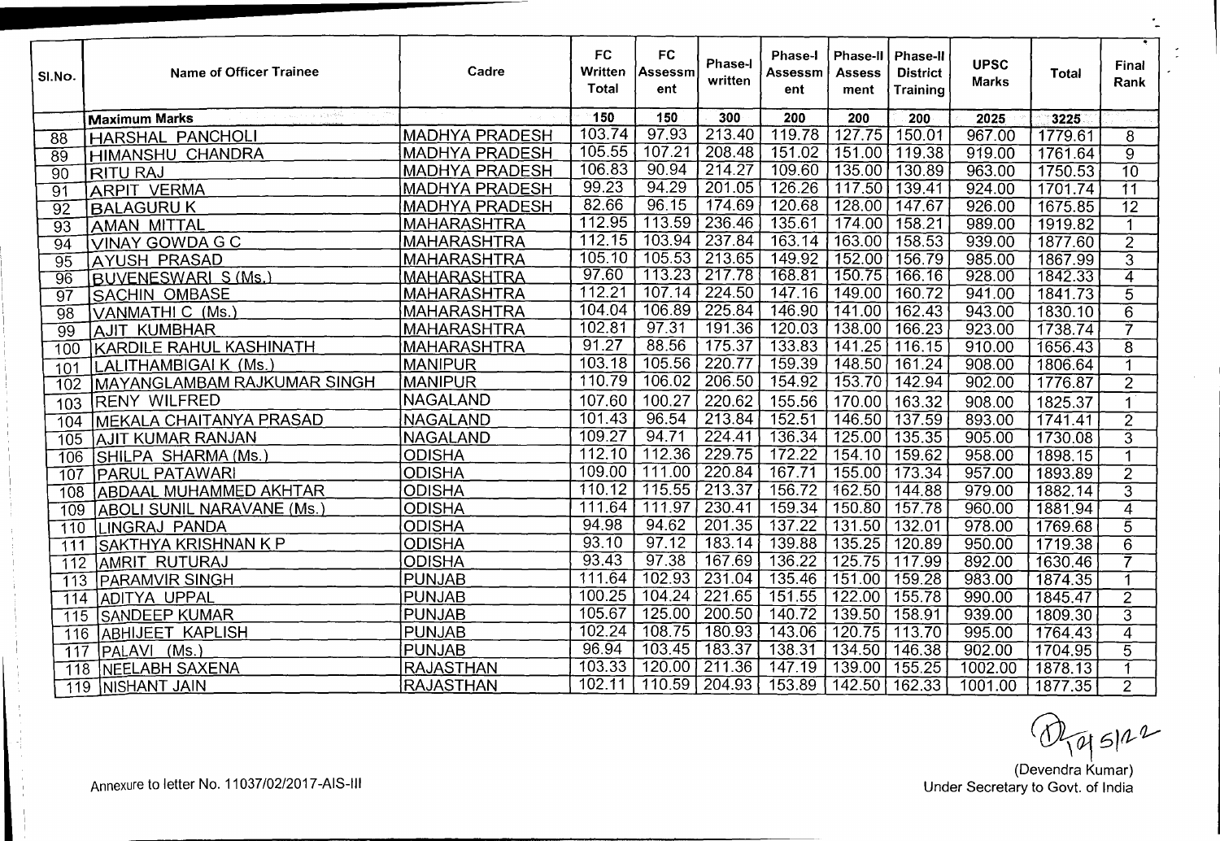| Sl.No. | Name of Officer Trainee | Cadre | FC Written Total | FC Assessment | Phase-I written | Phase-I Assessment | Phase-II Assess ment | Phase-II District Training | UPSC Marks | Total | Final Rank |
|---|---|---|---|---|---|---|---|---|---|---|---|
| | **Maximum Marks** | | 150 | 150 | 300 | 200 | 200 | 200 | 2025 | 3225 | |
| 88 | HARSHAL PANCHOLI | MADHYA PRADESH | 103.74 | 97.93 | 213.40 | 119.78 | 127.75 | 150.01 | 967.00 | 1779.61 | 8 |
| 89 | HIMANSHU CHANDRA | MADHYA PRADESH | 105.55 | 107.21 | 208.48 | 151.02 | 151.00 | 119.38 | 919.00 | 1761.64 | 9 |
| 90 | RITU RAJ | MADHYA PRADESH | 106.83 | 90.94 | 214.27 | 109.60 | 135.00 | 130.89 | 963.00 | 1750.53 | 10 |
| 91 | ARPIT VERMA | MADHYA PRADESH | 99.23 | 94.29 | 201.05 | 126.26 | 117.50 | 139.41 | 924.00 | 1701.74 | 11 |
| 92 | BALAGURU K | MADHYA PRADESH | 82.66 | 96.15 | 174.69 | 120.68 | 128.00 | 147.67 | 926.00 | 1675.85 | 12 |
| 93 | AMAN MITTAL | MAHARASHTRA | 112.95 | 113.59 | 236.46 | 135.61 | 174.00 | 158.21 | 989.00 | 1919.82 | 1 |
| 94 | VINAY GOWDA G C | MAHARASHTRA | 112.15 | 103.94 | 237.84 | 163.14 | 163.00 | 158.53 | 939.00 | 1877.60 | 2 |
| 95 | AYUSH PRASAD | MAHARASHTRA | 105.10 | 105.53 | 213.65 | 149.92 | 152.00 | 156.79 | 985.00 | 1867.99 | 3 |
| 96 | BUVENESWARI S (Ms.) | MAHARASHTRA | 97.60 | 113.23 | 217.78 | 168.81 | 150.75 | 166.16 | 928.00 | 1842.33 | 4 |
| 97 | SACHIN OMBASE | MAHARASHTRA | 112.21 | 107.14 | 224.50 | 147.16 | 149.00 | 160.72 | 941.00 | 1841.73 | 5 |
| 98 | VANMATHI C (Ms.) | MAHARASHTRA | 104.04 | 106.89 | 225.84 | 146.90 | 141.00 | 162.43 | 943.00 | 1830.10 | 6 |
| 99 | AJIT KUMBHAR | MAHARASHTRA | 102.81 | 97.31 | 191.36 | 120.03 | 138.00 | 166.23 | 923.00 | 1738.74 | 7 |
| 100 | KARDILE RAHUL KASHINATH | MAHARASHTRA | 91.27 | 88.56 | 175.37 | 133.83 | 141.25 | 116.15 | 910.00 | 1656.43 | 8 |
| 101 | LALITHAMBIGAI K (Ms.) | MANIPUR | 103.18 | 105.56 | 220.77 | 159.39 | 148.50 | 161.24 | 908.00 | 1806.64 | 1 |
| 102 | MAYANGLAMBAM RAJKUMAR SINGH | MANIPUR | 110.79 | 106.02 | 206.50 | 154.92 | 153.70 | 142.94 | 902.00 | 1776.87 | 2 |
| 103 | RENY WILFRED | NAGALAND | 107.60 | 100.27 | 220.62 | 155.56 | 170.00 | 163.32 | 908.00 | 1825.37 | 1 |
| 104 | MEKALA CHAITANYA PRASAD | NAGALAND | 101.43 | 96.54 | 213.84 | 152.51 | 146.50 | 137.59 | 893.00 | 1741.41 | 2 |
| 105 | AJIT KUMAR RANJAN | NAGALAND | 109.27 | 94.71 | 224.41 | 136.34 | 125.00 | 135.35 | 905.00 | 1730.08 | 3 |
| 106 | SHILPA SHARMA (Ms.) | ODISHA | 112.10 | 112.36 | 229.75 | 172.22 | 154.10 | 159.62 | 958.00 | 1898.15 | 1 |
| 107 | PARUL PATAWARI | ODISHA | 109.00 | 111.00 | 220.84 | 167.71 | 155.00 | 173.34 | 957.00 | 1893.89 | 2 |
| 108 | ABDAAL MUHAMMED AKHTAR | ODISHA | 110.12 | 115.55 | 213.37 | 156.72 | 162.50 | 144.88 | 979.00 | 1882.14 | 3 |
| 109 | ABOLI SUNIL NARAVANE (Ms.) | ODISHA | 111.64 | 111.97 | 230.41 | 159.34 | 150.80 | 157.78 | 960.00 | 1881.94 | 4 |
| 110 | LINGRAJ PANDA | ODISHA | 94.98 | 94.62 | 201.35 | 137.22 | 131.50 | 132.01 | 978.00 | 1769.68 | 5 |
| 111 | SAKTHYA KRISHNAN K P | ODISHA | 93.10 | 97.12 | 183.14 | 139.88 | 135.25 | 120.89 | 950.00 | 1719.38 | 6 |
| 112 | AMRIT RUTURAJ | ODISHA | 93.43 | 97.38 | 167.69 | 136.22 | 125.75 | 117.99 | 892.00 | 1630.46 | 7 |
| 113 | PARAMVIR SINGH | PUNJAB | 111.64 | 102.93 | 231.04 | 135.46 | 151.00 | 159.28 | 983.00 | 1874.35 | 1 |
| 114 | ADITYA UPPAL | PUNJAB | 100.25 | 104.24 | 221.65 | 151.55 | 122.00 | 155.78 | 990.00 | 1845.47 | 2 |
| 115 | SANDEEP KUMAR | PUNJAB | 105.67 | 125.00 | 200.50 | 140.72 | 139.50 | 158.91 | 939.00 | 1809.30 | 3 |
| 116 | ABHIJEET KAPLISH | PUNJAB | 102.24 | 108.75 | 180.93 | 143.06 | 120.75 | 113.70 | 995.00 | 1764.43 | 4 |
| 117 | PALAVI (Ms.) | PUNJAB | 96.94 | 103.45 | 183.37 | 138.31 | 134.50 | 146.38 | 902.00 | 1704.95 | 5 |
| 118 | NEELABH SAXENA | RAJASTHAN | 103.33 | 120.00 | 211.36 | 147.19 | 139.00 | 155.25 | 1002.00 | 1878.13 | 1 |
| 119 | NISHANT JAIN | RAJASTHAN | 102.11 | 110.59 | 204.93 | 153.89 | 142.50 | 162.33 | 1001.00 | 1877.35 | 2 |

Annexure to letter No. 11037/02/2017-AIS-III

(Devendra Kumar)
Under Secretary to Govt. of India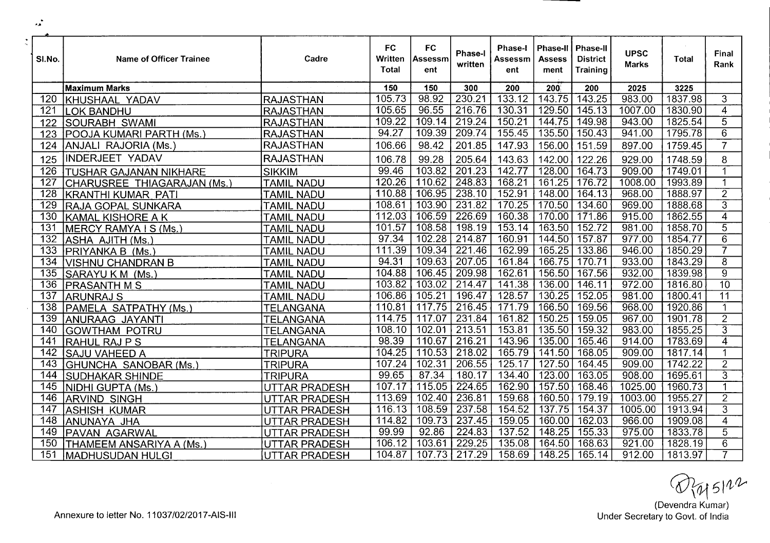| Sl.No. | Name of Officer Trainee | Cadre | FC Written Total | FC Assessment | Phase-I written | Phase-I Assessment | Phase-II Assess ment | Phase-II District Training | UPSC Marks | Total | Final Rank |
|---|---|---|---|---|---|---|---|---|---|---|---|
| | **Maximum Marks** | | 150 | 150 | 300 | 200 | 200 | 200 | 2025 | 3225 | |
| 120 | KHUSHAAL YADAV | RAJASTHAN | 105.73 | 98.92 | 230.21 | 133.12 | 143.75 | 143.25 | 983.00 | 1837.98 | 3 |
| 121 | LOK BANDHU | RAJASTHAN | 105.65 | 96.55 | 216.76 | 130.31 | 129.50 | 145.13 | 1007.00 | 1830.90 | 4 |
| 122 | SOURABH SWAMI | RAJASTHAN | 109.22 | 109.14 | 219.24 | 150.21 | 144.75 | 149.98 | 943.00 | 1825.54 | 5 |
| 123 | POOJA KUMARI PARTH (Ms.) | RAJASTHAN | 94.27 | 109.39 | 209.74 | 155.45 | 135.50 | 150.43 | 941.00 | 1795.78 | 6 |
| 124 | ANJALI RAJORIA (Ms.) | RAJASTHAN | 106.66 | 98.42 | 201.85 | 147.93 | 156.00 | 151.59 | 897.00 | 1759.45 | 7 |
| 125 | INDERJEET YADAV | RAJASTHAN | 106.78 | 99.28 | 205.64 | 143.63 | 142.00 | 122.26 | 929.00 | 1748.59 | 8 |
| 126 | TUSHAR GAJANAN NIKHARE | SIKKIM | 99.46 | 103.82 | 201.23 | 142.77 | 128.00 | 164.73 | 909.00 | 1749.01 | 1 |
| 127 | CHARUSREE THIAGARAJAN (Ms.) | TAMIL NADU | 120.26 | 110.62 | 248.83 | 168.21 | 161.25 | 176.72 | 1008.00 | 1993.89 | 1 |
| 128 | KRANTHI KUMAR PATI | TAMIL NADU | 110.88 | 106.95 | 238.10 | 152.91 | 148.00 | 164.13 | 968.00 | 1888.97 | 2 |
| 129 | RAJA GOPAL SUNKARA | TAMIL NADU | 108.61 | 103.90 | 231.82 | 170.25 | 170.50 | 134.60 | 969.00 | 1888.68 | 3 |
| 130 | KAMAL KISHORE A K | TAMIL NADU | 112.03 | 106.59 | 226.69 | 160.38 | 170.00 | 171.86 | 915.00 | 1862.55 | 4 |
| 131 | MERCY RAMYA I S (Ms.) | TAMIL NADU | 101.57 | 108.58 | 198.19 | 153.14 | 163.50 | 152.72 | 981.00 | 1858.70 | 5 |
| 132 | ASHA AJITH (Ms.) | TAMIL NADU | 97.34 | 102.28 | 214.87 | 160.91 | 144.50 | 157.87 | 977.00 | 1854.77 | 6 |
| 133 | PRIYANKA B (Ms.) | TAMIL NADU | 111.39 | 109.34 | 221.46 | 162.99 | 165.25 | 133.86 | 946.00 | 1850.29 | 7 |
| 134 | VISHNU CHANDRAN B | TAMIL NADU | 94.31 | 109.63 | 207.05 | 161.84 | 166.75 | 170.71 | 933.00 | 1843.29 | 8 |
| 135 | SARAYU K M (Ms.) | TAMIL NADU | 104.88 | 106.45 | 209.98 | 162.61 | 156.50 | 167.56 | 932.00 | 1839.98 | 9 |
| 136 | PRASANTH M S | TAMIL NADU | 103.82 | 103.02 | 214.47 | 141.38 | 136.00 | 146.11 | 972.00 | 1816.80 | 10 |
| 137 | ARUNRAJ S | TAMIL NADU | 106.86 | 105.21 | 196.47 | 128.57 | 130.25 | 152.05 | 981.00 | 1800.41 | 11 |
| 138 | PAMELA SATPATHY (Ms.) | TELANGANA | 110.81 | 117.75 | 216.45 | 171.79 | 166.50 | 169.56 | 968.00 | 1920.86 | 1 |
| 139 | ANURAAG JAYANTI | TELANGANA | 114.75 | 117.07 | 231.84 | 161.82 | 150.25 | 159.05 | 967.00 | 1901.78 | 2 |
| 140 | GOWTHAM POTRU | TELANGANA | 108.10 | 102.01 | 213.51 | 153.81 | 135.50 | 159.32 | 983.00 | 1855.25 | 3 |
| 141 | RAHUL RAJ P S | TELANGANA | 98.39 | 110.67 | 216.21 | 143.96 | 135.00 | 165.46 | 914.00 | 1783.69 | 4 |
| 142 | SAJU VAHEED A | TRIPURA | 104.25 | 110.53 | 218.02 | 165.79 | 141.50 | 168.05 | 909.00 | 1817.14 | 1 |
| 143 | GHUNCHA SANOBAR (Ms.) | TRIPURA | 107.24 | 102.31 | 206.55 | 125.17 | 127.50 | 164.45 | 909.00 | 1742.22 | 2 |
| 144 | SUDHAKAR SHINDE | TRIPURA | 99.65 | 87.34 | 180.17 | 134.40 | 123.00 | 163.05 | 908.00 | 1695.61 | 3 |
| 145 | NIDHI GUPTA (Ms.) | UTTAR PRADESH | 107.17 | 115.05 | 224.65 | 162.90 | 157.50 | 168.46 | 1025.00 | 1960.73 | 1 |
| 146 | ARVIND SINGH | UTTAR PRADESH | 113.69 | 102.40 | 236.81 | 159.68 | 160.50 | 179.19 | 1003.00 | 1955.27 | 2 |
| 147 | ASHISH KUMAR | UTTAR PRADESH | 116.13 | 108.59 | 237.58 | 154.52 | 137.75 | 154.37 | 1005.00 | 1913.94 | 3 |
| 148 | ANUNAYA JHA | UTTAR PRADESH | 114.82 | 109.73 | 237.45 | 159.05 | 160.00 | 162.03 | 966.00 | 1909.08 | 4 |
| 149 | PAVAN AGARWAL | UTTAR PRADESH | 99.99 | 92.86 | 224.83 | 137.52 | 148.25 | 155.33 | 975.00 | 1833.78 | 5 |
| 150 | THAMEEM ANSARIYA A (Ms.) | UTTAR PRADESH | 106.12 | 103.61 | 229.25 | 135.08 | 164.50 | 168.63 | 921.00 | 1828.19 | 6 |
| 151 | MADHUSUDAN HULGI | UTTAR PRADESH | 104.87 | 107.73 | 217.29 | 158.69 | 148.25 | 165.14 | 912.00 | 1813.97 | 7 |

Annexure to letter No. 11037/02/2017-AIS-III

(Devendra Kumar)
Under Secretary to Govt. of India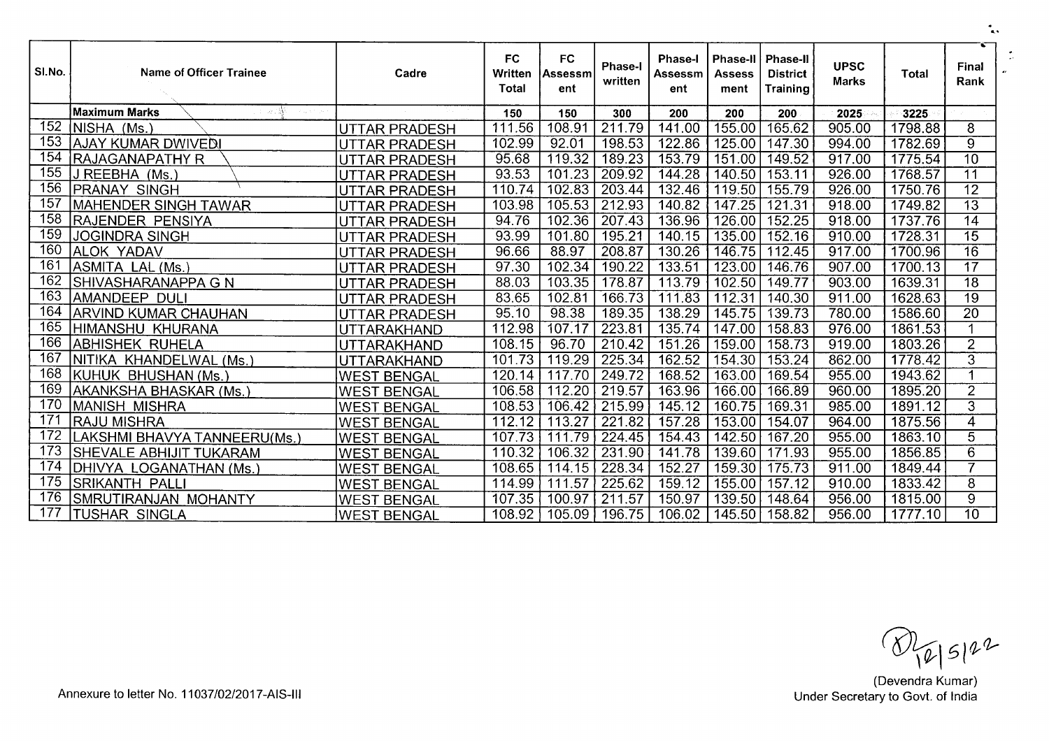| Sl.No. | Name of Officer Trainee | Cadre | FC Written Total | FC Assessment | Phase-I written | Phase-I Assessment | Phase-II Assess ment | Phase-II District Training | UPSC Marks | Total | Final Rank |
|---|---|---|---|---|---|---|---|---|---|---|---|
| | Maximum Marks | | 150 | 150 | 300 | 200 | 200 | 200 | 2025 | 3225 | |
| 152 | NISHA (Ms.) | UTTAR PRADESH | 111.56 | 108.91 | 211.79 | 141.00 | 155.00 | 165.62 | 905.00 | 1798.88 | 8 |
| 153 | AJAY KUMAR DWIVEDI | UTTAR PRADESH | 102.99 | 92.01 | 198.53 | 122.86 | 125.00 | 147.30 | 994.00 | 1782.69 | 9 |
| 154 | RAJAGANAPATHY R | UTTAR PRADESH | 95.68 | 119.32 | 189.23 | 153.79 | 151.00 | 149.52 | 917.00 | 1775.54 | 10 |
| 155 | J REEBHA (Ms.) | UTTAR PRADESH | 93.53 | 101.23 | 209.92 | 144.28 | 140.50 | 153.11 | 926.00 | 1768.57 | 11 |
| 156 | PRANAY SINGH | UTTAR PRADESH | 110.74 | 102.83 | 203.44 | 132.46 | 119.50 | 155.79 | 926.00 | 1750.76 | 12 |
| 157 | MAHENDER SINGH TAWAR | UTTAR PRADESH | 103.98 | 105.53 | 212.93 | 140.82 | 147.25 | 121.31 | 918.00 | 1749.82 | 13 |
| 158 | RAJENDER PENSIYA | UTTAR PRADESH | 94.76 | 102.36 | 207.43 | 136.96 | 126.00 | 152.25 | 918.00 | 1737.76 | 14 |
| 159 | JOGINDRA SINGH | UTTAR PRADESH | 93.99 | 101.80 | 195.21 | 140.15 | 135.00 | 152.16 | 910.00 | 1728.31 | 15 |
| 160 | ALOK YADAV | UTTAR PRADESH | 96.66 | 88.97 | 208.87 | 130.26 | 146.75 | 112.45 | 917.00 | 1700.96 | 16 |
| 161 | ASMITA LAL (Ms.) | UTTAR PRADESH | 97.30 | 102.34 | 190.22 | 133.51 | 123.00 | 146.76 | 907.00 | 1700.13 | 17 |
| 162 | SHIVASHARANAPPA G N | UTTAR PRADESH | 88.03 | 103.35 | 178.87 | 113.79 | 102.50 | 149.77 | 903.00 | 1639.31 | 18 |
| 163 | AMANDEEP DULI | UTTAR PRADESH | 83.65 | 102.81 | 166.73 | 111.83 | 112.31 | 140.30 | 911.00 | 1628.63 | 19 |
| 164 | ARVIND KUMAR CHAUHAN | UTTAR PRADESH | 95.10 | 98.38 | 189.35 | 138.29 | 145.75 | 139.73 | 780.00 | 1586.60 | 20 |
| 165 | HIMANSHU KHURANA | UTTARAKHAND | 112.98 | 107.17 | 223.81 | 135.74 | 147.00 | 158.83 | 976.00 | 1861.53 | 1 |
| 166 | ABHISHEK RUHELA | UTTARAKHAND | 108.15 | 96.70 | 210.42 | 151.26 | 159.00 | 158.73 | 919.00 | 1803.26 | 2 |
| 167 | NITIKA KHANDELWAL (Ms.) | UTTARAKHAND | 101.73 | 119.29 | 225.34 | 162.52 | 154.30 | 153.24 | 862.00 | 1778.42 | 3 |
| 168 | KUHUK BHUSHAN (Ms.) | WEST BENGAL | 120.14 | 117.70 | 249.72 | 168.52 | 163.00 | 169.54 | 955.00 | 1943.62 | 1 |
| 169 | AKANKSHA BHASKAR (Ms.) | WEST BENGAL | 106.58 | 112.20 | 219.57 | 163.96 | 166.00 | 166.89 | 960.00 | 1895.20 | 2 |
| 170 | MANISH MISHRA | WEST BENGAL | 108.53 | 106.42 | 215.99 | 145.12 | 160.75 | 169.31 | 985.00 | 1891.12 | 3 |
| 171 | RAJU MISHRA | WEST BENGAL | 112.12 | 113.27 | 221.82 | 157.28 | 153.00 | 154.07 | 964.00 | 1875.56 | 4 |
| 172 | LAKSHMI BHAVYA TANNEERU(Ms.) | WEST BENGAL | 107.73 | 111.79 | 224.45 | 154.43 | 142.50 | 167.20 | 955.00 | 1863.10 | 5 |
| 173 | SHEVALE ABHIJIT TUKARAM | WEST BENGAL | 110.32 | 106.32 | 231.90 | 141.78 | 139.60 | 171.93 | 955.00 | 1856.85 | 6 |
| 174 | DHIVYA LOGANATHAN (Ms.) | WEST BENGAL | 108.65 | 114.15 | 228.34 | 152.27 | 159.30 | 175.73 | 911.00 | 1849.44 | 7 |
| 175 | SRIKANTH PALLI | WEST BENGAL | 114.99 | 111.57 | 225.62 | 159.12 | 155.00 | 157.12 | 910.00 | 1833.42 | 8 |
| 176 | SMRUTIRANJAN MOHANTY | WEST BENGAL | 107.35 | 100.97 | 211.57 | 150.97 | 139.50 | 148.64 | 956.00 | 1815.00 | 9 |
| 177 | TUSHAR SINGLA | WEST BENGAL | 108.92 | 105.09 | 196.75 | 106.02 | 145.50 | 158.82 | 956.00 | 1777.10 | 10 |

12/5/22

(Devendra Kumar)
Under Secretary to Govt. of India

Annexure to letter No. 11037/02/2017-AIS-III